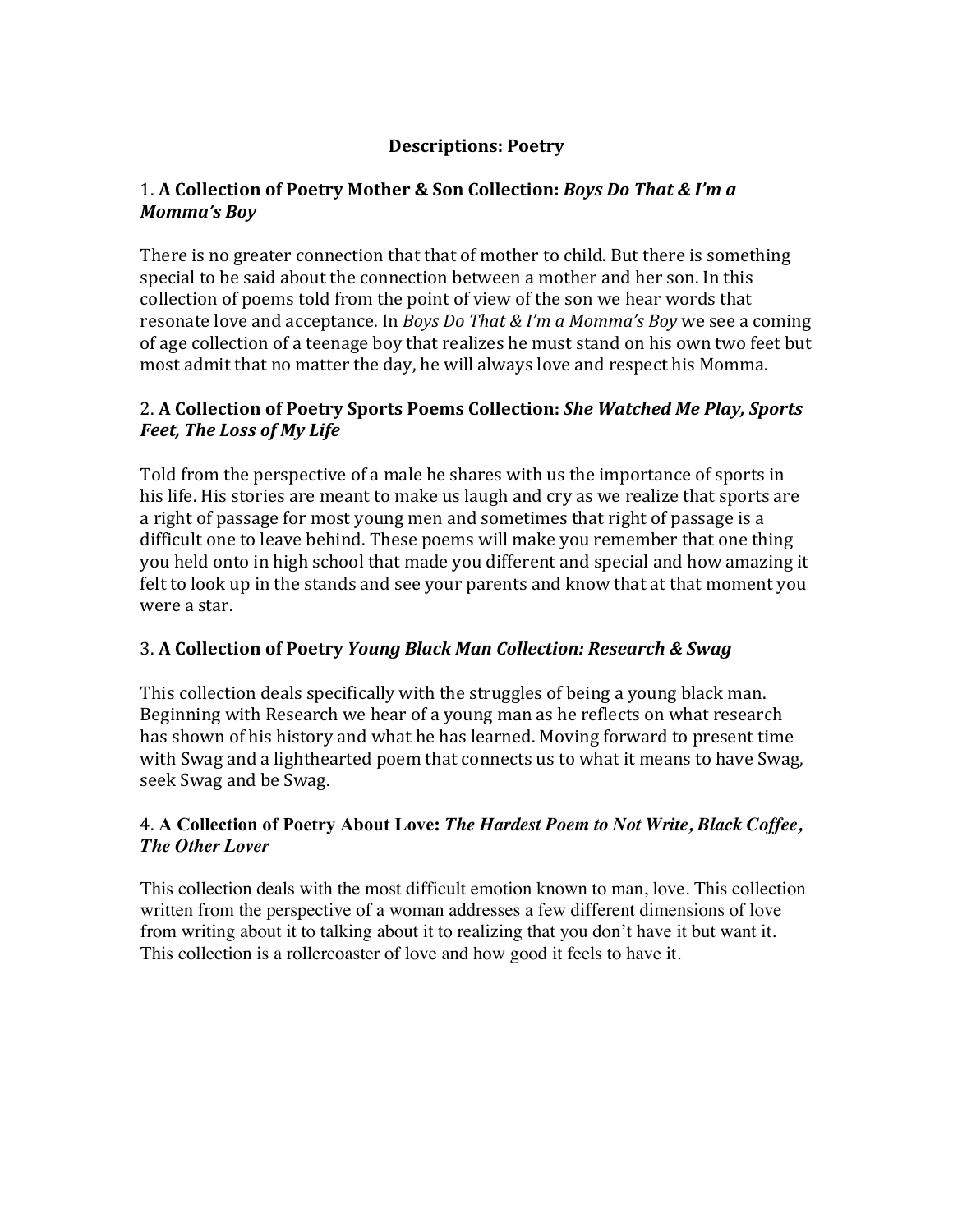# Descriptions: Poetry

## 1. **A Collection of Poetry Mother & Son Collection:** ***Boys Do That & I'm a Momma's Boy***

There is no greater connection that that of mother to child. But there is something special to be said about the connection between a mother and her son. In this collection of poems told from the point of view of the son we hear words that resonate love and acceptance. In *Boys Do That & I'm a Momma's Boy* we see a coming of age collection of a teenage boy that realizes he must stand on his own two feet but most admit that no matter the day, he will always love and respect his Momma.

## 2. **A Collection of Poetry Sports Poems Collection:** ***She Watched Me Play, Sports Feet, The Loss of My Life***

Told from the perspective of a male he shares with us the importance of sports in his life. His stories are meant to make us laugh and cry as we realize that sports are a right of passage for most young men and sometimes that right of passage is a difficult one to leave behind. These poems will make you remember that one thing you held onto in high school that made you different and special and how amazing it felt to look up in the stands and see your parents and know that at that moment you were a star.

## 3. **A Collection of Poetry** ***Young Black Man Collection: Research & Swag***

This collection deals specifically with the struggles of being a young black man. Beginning with Research we hear of a young man as he reflects on what research has shown of his history and what he has learned. Moving forward to present time with Swag and a lighthearted poem that connects us to what it means to have Swag, seek Swag and be Swag.

## 4. **A Collection of Poetry About Love:** ***The Hardest Poem to Not Write, Black Coffee, The Other Lover***

This collection deals with the most difficult emotion known to man, love. This collection written from the perspective of a woman addresses a few different dimensions of love from writing about it to talking about it to realizing that you don't have it but want it. This collection is a rollercoaster of love and how good it feels to have it.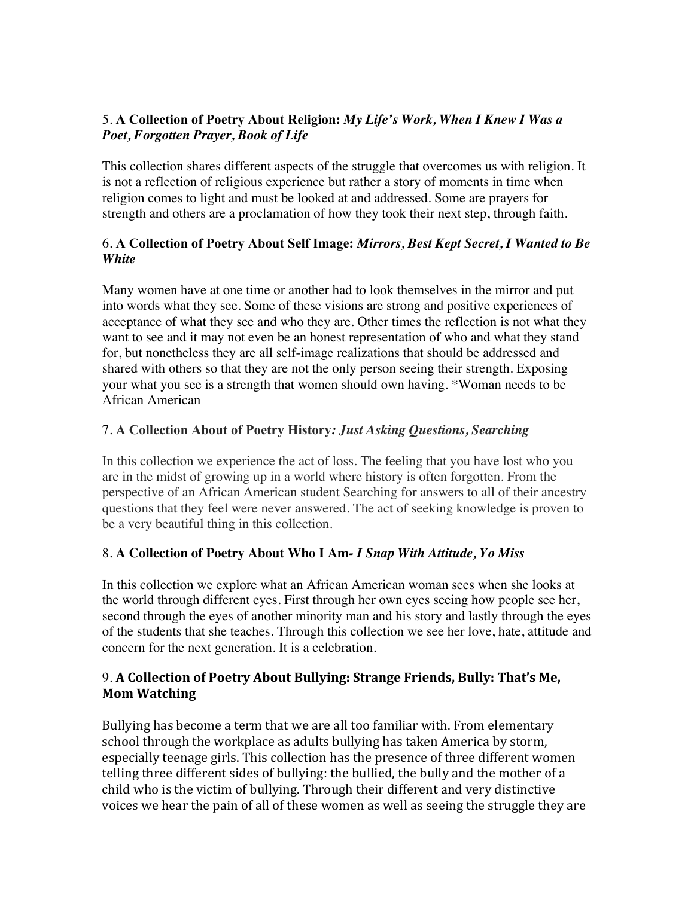5. **A Collection of Poetry About Religion:** ***My Life's Work, When I Knew I Was a Poet, Forgotten Prayer, Book of Life***

This collection shares different aspects of the struggle that overcomes us with religion. It is not a reflection of religious experience but rather a story of moments in time when religion comes to light and must be looked at and addressed. Some are prayers for strength and others are a proclamation of how they took their next step, through faith.

6. **A Collection of Poetry About Self Image:** ***Mirrors, Best Kept Secret, I Wanted to Be White***

Many women have at one time or another had to look themselves in the mirror and put into words what they see. Some of these visions are strong and positive experiences of acceptance of what they see and who they are. Other times the reflection is not what they want to see and it may not even be an honest representation of who and what they stand for, but nonetheless they are all self-image realizations that should be addressed and shared with others so that they are not the only person seeing their strength. Exposing your what you see is a strength that women should own having. *Woman needs to be African American

7. **A Collection About of Poetry History*****: Just Asking Questions, Searching***

In this collection we experience the act of loss. The feeling that you have lost who you are in the midst of growing up in a world where history is often forgotten. From the perspective of an African American student Searching for answers to all of their ancestry questions that they feel were never answered. The act of seeking knowledge is proven to be a very beautiful thing in this collection.

8. **A Collection of Poetry About Who I Am-** ***I Snap With Attitude, Yo Miss***

In this collection we explore what an African American woman sees when she looks at the world through different eyes. First through her own eyes seeing how people see her, second through the eyes of another minority man and his story and lastly through the eyes of the students that she teaches. Through this collection we see her love, hate, attitude and concern for the next generation. It is a celebration.

9. **A Collection of Poetry About Bullying: Strange Friends, Bully: That's Me, Mom Watching**

Bullying has become a term that we are all too familiar with. From elementary school through the workplace as adults bullying has taken America by storm, especially teenage girls. This collection has the presence of three different women telling three different sides of bullying: the bullied, the bully and the mother of a child who is the victim of bullying. Through their different and very distinctive voices we hear the pain of all of these women as well as seeing the struggle they are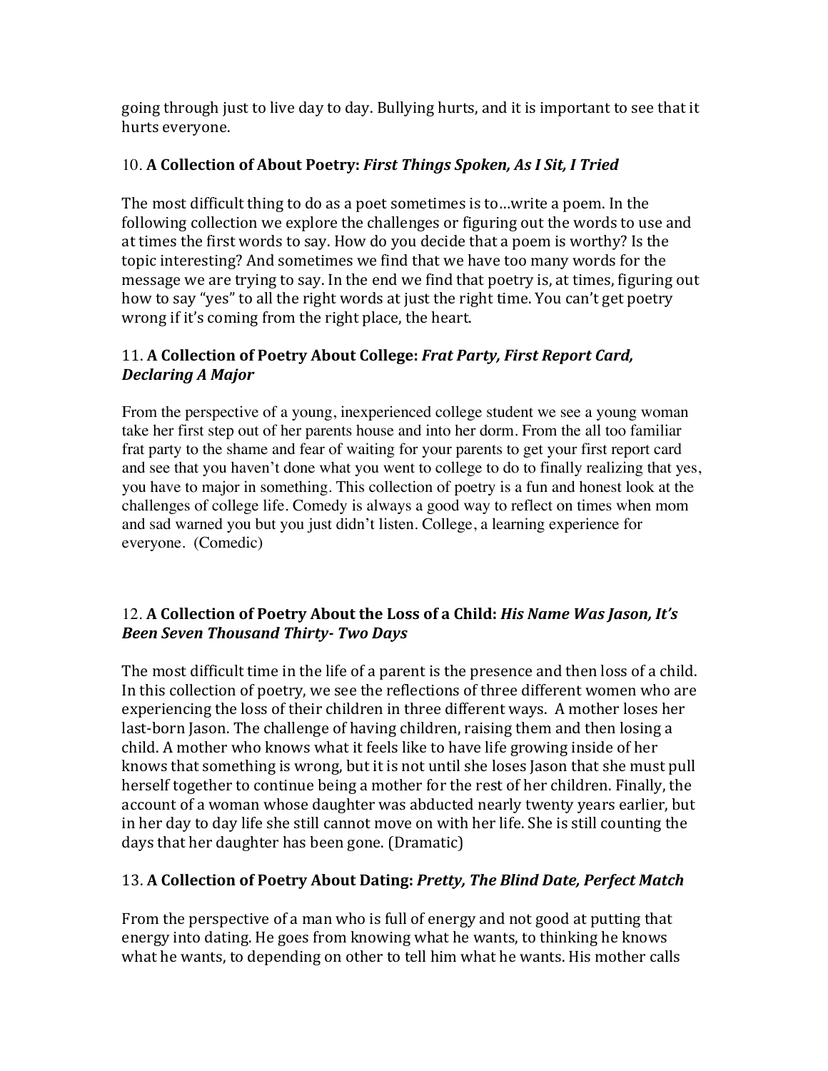going through just to live day to day. Bullying hurts, and it is important to see that it hurts everyone.

10. **A Collection of About Poetry:** ***First Things Spoken, As I Sit, I Tried***

The most difficult thing to do as a poet sometimes is to…write a poem. In the following collection we explore the challenges or figuring out the words to use and at times the first words to say. How do you decide that a poem is worthy? Is the topic interesting? And sometimes we find that we have too many words for the message we are trying to say. In the end we find that poetry is, at times, figuring out how to say "yes" to all the right words at just the right time. You can't get poetry wrong if it's coming from the right place, the heart.

11. **A Collection of Poetry About College:** ***Frat Party, First Report Card, Declaring A Major***

From the perspective of a young, inexperienced college student we see a young woman take her first step out of her parents house and into her dorm. From the all too familiar frat party to the shame and fear of waiting for your parents to get your first report card and see that you haven't done what you went to college to do to finally realizing that yes, you have to major in something. This collection of poetry is a fun and honest look at the challenges of college life. Comedy is always a good way to reflect on times when mom and sad warned you but you just didn't listen. College, a learning experience for everyone. (Comedic)

12. **A Collection of Poetry About the Loss of a Child:** ***His Name Was Jason, It's Been Seven Thousand Thirty- Two Days***

The most difficult time in the life of a parent is the presence and then loss of a child. In this collection of poetry, we see the reflections of three different women who are experiencing the loss of their children in three different ways. A mother loses her last-born Jason. The challenge of having children, raising them and then losing a child. A mother who knows what it feels like to have life growing inside of her knows that something is wrong, but it is not until she loses Jason that she must pull herself together to continue being a mother for the rest of her children. Finally, the account of a woman whose daughter was abducted nearly twenty years earlier, but in her day to day life she still cannot move on with her life. She is still counting the days that her daughter has been gone. (Dramatic)

13. **A Collection of Poetry About Dating:** ***Pretty, The Blind Date, Perfect Match***

From the perspective of a man who is full of energy and not good at putting that energy into dating. He goes from knowing what he wants, to thinking he knows what he wants, to depending on other to tell him what he wants. His mother calls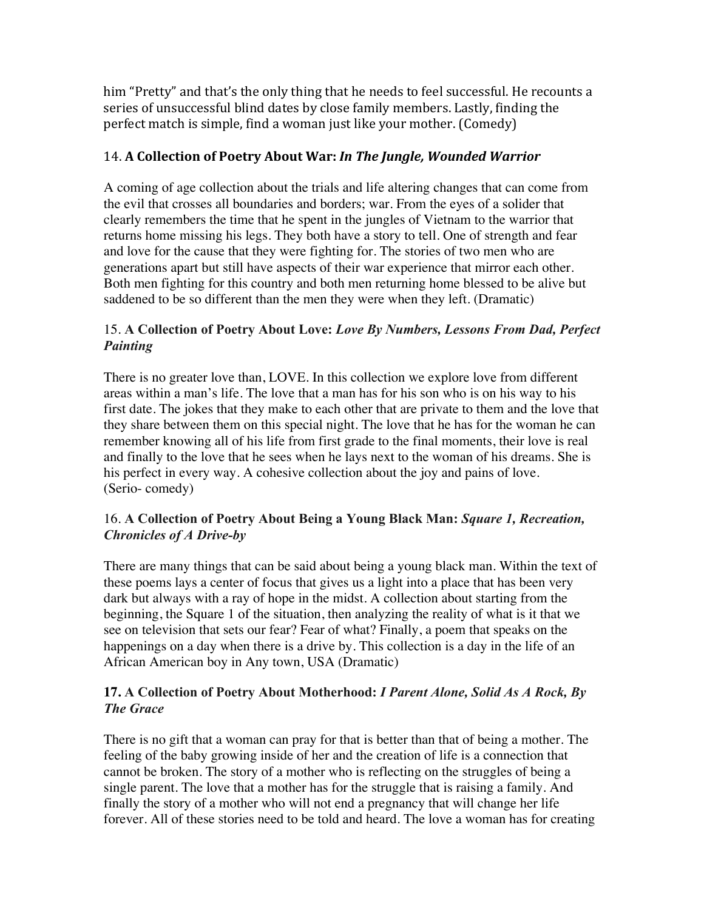him "Pretty" and that's the only thing that he needs to feel successful. He recounts a series of unsuccessful blind dates by close family members. Lastly, finding the perfect match is simple, find a woman just like your mother. (Comedy)

### 14. **A Collection of Poetry About War:** ***In The Jungle, Wounded Warrior***

A coming of age collection about the trials and life altering changes that can come from the evil that crosses all boundaries and borders; war. From the eyes of a solider that clearly remembers the time that he spent in the jungles of Vietnam to the warrior that returns home missing his legs. They both have a story to tell. One of strength and fear and love for the cause that they were fighting for. The stories of two men who are generations apart but still have aspects of their war experience that mirror each other. Both men fighting for this country and both men returning home blessed to be alive but saddened to be so different than the men they were when they left. (Dramatic)

### 15. **A Collection of Poetry About Love:** ***Love By Numbers, Lessons From Dad, Perfect Painting***

There is no greater love than, LOVE. In this collection we explore love from different areas within a man's life. The love that a man has for his son who is on his way to his first date. The jokes that they make to each other that are private to them and the love that they share between them on this special night. The love that he has for the woman he can remember knowing all of his life from first grade to the final moments, their love is real and finally to the love that he sees when he lays next to the woman of his dreams. She is his perfect in every way. A cohesive collection about the joy and pains of love. (Serio- comedy)

### 16. **A Collection of Poetry About Being a Young Black Man:** ***Square 1, Recreation, Chronicles of A Drive-by***

There are many things that can be said about being a young black man. Within the text of these poems lays a center of focus that gives us a light into a place that has been very dark but always with a ray of hope in the midst. A collection about starting from the beginning, the Square 1 of the situation, then analyzing the reality of what is it that we see on television that sets our fear? Fear of what? Finally, a poem that speaks on the happenings on a day when there is a drive by. This collection is a day in the life of an African American boy in Any town, USA (Dramatic)

### **17. A Collection of Poetry About Motherhood:** ***I Parent Alone, Solid As A Rock, By The Grace***

There is no gift that a woman can pray for that is better than that of being a mother. The feeling of the baby growing inside of her and the creation of life is a connection that cannot be broken. The story of a mother who is reflecting on the struggles of being a single parent. The love that a mother has for the struggle that is raising a family. And finally the story of a mother who will not end a pregnancy that will change her life forever. All of these stories need to be told and heard. The love a woman has for creating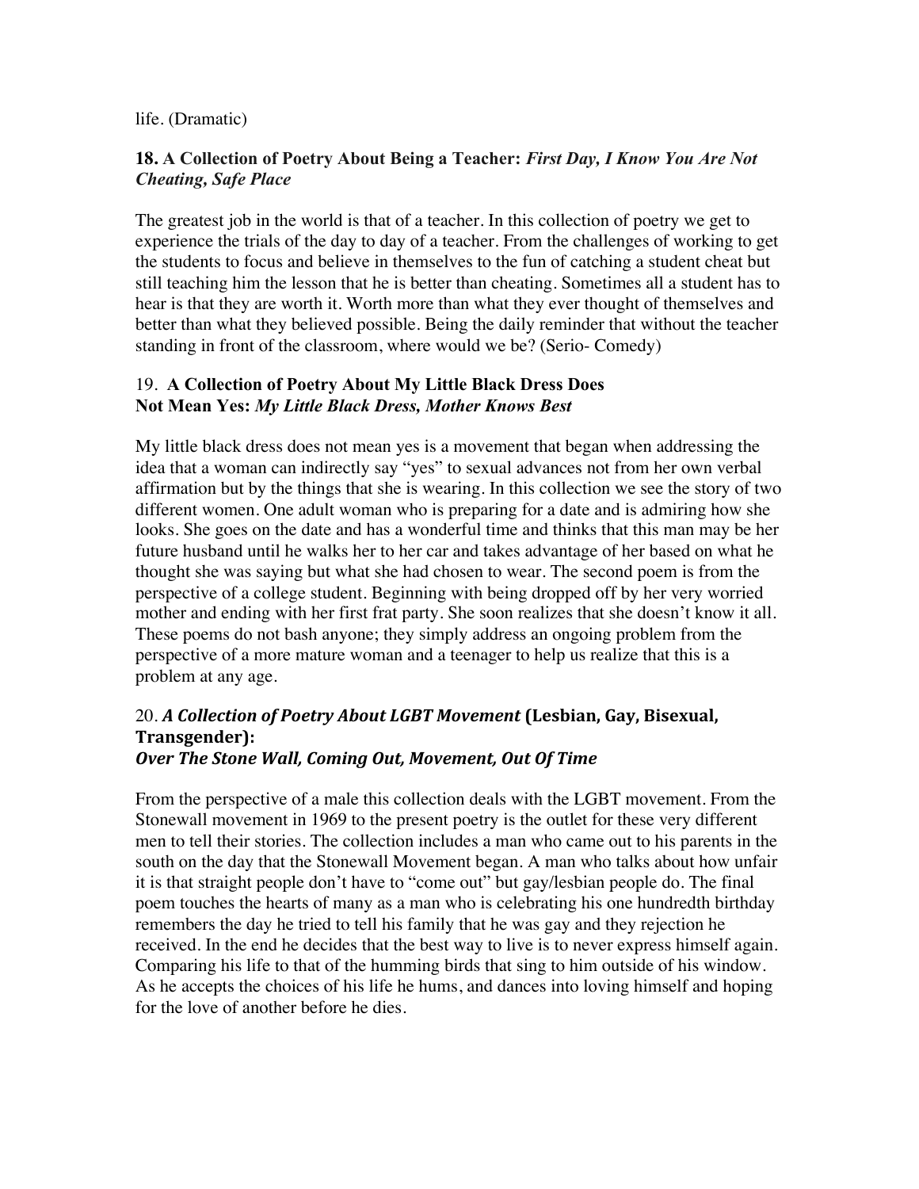life. (Dramatic)

### 18. A Collection of Poetry About Being a Teacher: *First Day, I Know You Are Not Cheating, Safe Place*

The greatest job in the world is that of a teacher. In this collection of poetry we get to experience the trials of the day to day of a teacher. From the challenges of working to get the students to focus and believe in themselves to the fun of catching a student cheat but still teaching him the lesson that he is better than cheating. Sometimes all a student has to hear is that they are worth it. Worth more than what they ever thought of themselves and better than what they believed possible. Being the daily reminder that without the teacher standing in front of the classroom, where would we be? (Serio- Comedy)

### 19. A Collection of Poetry About My Little Black Dress Does Not Mean Yes: *My Little Black Dress, Mother Knows Best*

My little black dress does not mean yes is a movement that began when addressing the idea that a woman can indirectly say "yes" to sexual advances not from her own verbal affirmation but by the things that she is wearing. In this collection we see the story of two different women. One adult woman who is preparing for a date and is admiring how she looks. She goes on the date and has a wonderful time and thinks that this man may be her future husband until he walks her to her car and takes advantage of her based on what he thought she was saying but what she had chosen to wear. The second poem is from the perspective of a college student. Beginning with being dropped off by her very worried mother and ending with her first frat party. She soon realizes that she doesn't know it all. These poems do not bash anyone; they simply address an ongoing problem from the perspective of a more mature woman and a teenager to help us realize that this is a problem at any age.

### 20. *A Collection of Poetry About LGBT Movement* (Lesbian, Gay, Bisexual, Transgender): *Over The Stone Wall, Coming Out, Movement, Out Of Time*

From the perspective of a male this collection deals with the LGBT movement. From the Stonewall movement in 1969 to the present poetry is the outlet for these very different men to tell their stories. The collection includes a man who came out to his parents in the south on the day that the Stonewall Movement began. A man who talks about how unfair it is that straight people don't have to "come out" but gay/lesbian people do. The final poem touches the hearts of many as a man who is celebrating his one hundredth birthday remembers the day he tried to tell his family that he was gay and they rejection he received. In the end he decides that the best way to live is to never express himself again. Comparing his life to that of the humming birds that sing to him outside of his window. As he accepts the choices of his life he hums, and dances into loving himself and hoping for the love of another before he dies.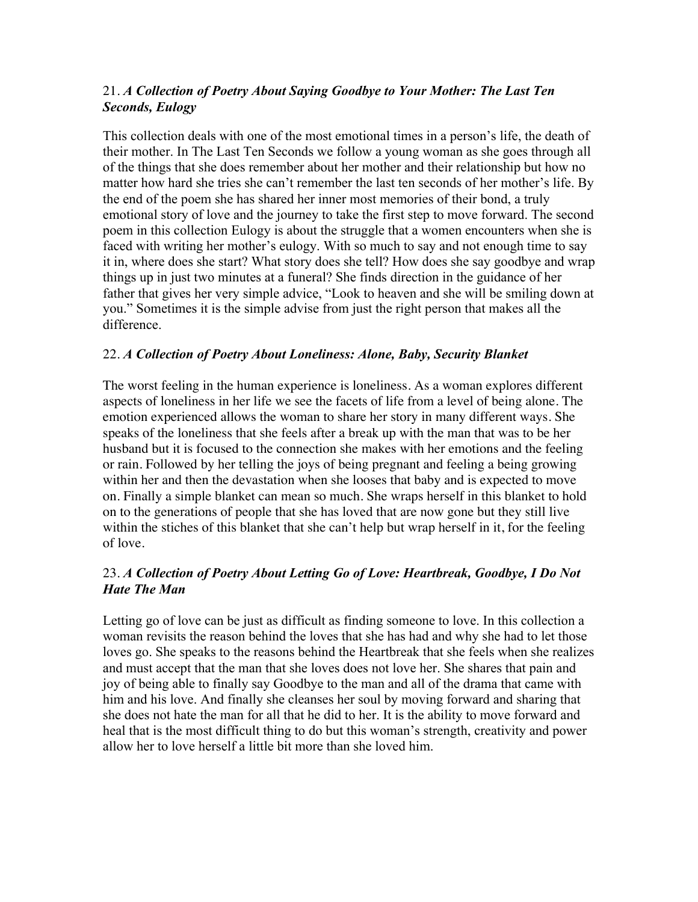21. ***A Collection of Poetry About Saying Goodbye to Your Mother: The Last Ten Seconds, Eulogy***

This collection deals with one of the most emotional times in a person's life, the death of their mother. In The Last Ten Seconds we follow a young woman as she goes through all of the things that she does remember about her mother and their relationship but how no matter how hard she tries she can't remember the last ten seconds of her mother's life. By the end of the poem she has shared her inner most memories of their bond, a truly emotional story of love and the journey to take the first step to move forward. The second poem in this collection Eulogy is about the struggle that a women encounters when she is faced with writing her mother's eulogy. With so much to say and not enough time to say it in, where does she start? What story does she tell? How does she say goodbye and wrap things up in just two minutes at a funeral? She finds direction in the guidance of her father that gives her very simple advice, "Look to heaven and she will be smiling down at you." Sometimes it is the simple advise from just the right person that makes all the difference.

22. ***A Collection of Poetry About Loneliness: Alone, Baby, Security Blanket***

The worst feeling in the human experience is loneliness. As a woman explores different aspects of loneliness in her life we see the facets of life from a level of being alone. The emotion experienced allows the woman to share her story in many different ways. She speaks of the loneliness that she feels after a break up with the man that was to be her husband but it is focused to the connection she makes with her emotions and the feeling or rain. Followed by her telling the joys of being pregnant and feeling a being growing within her and then the devastation when she looses that baby and is expected to move on. Finally a simple blanket can mean so much. She wraps herself in this blanket to hold on to the generations of people that she has loved that are now gone but they still live within the stiches of this blanket that she can't help but wrap herself in it, for the feeling of love.

23. ***A Collection of Poetry About Letting Go of Love: Heartbreak, Goodbye, I Do Not Hate The Man***

Letting go of love can be just as difficult as finding someone to love. In this collection a woman revisits the reason behind the loves that she has had and why she had to let those loves go. She speaks to the reasons behind the Heartbreak that she feels when she realizes and must accept that the man that she loves does not love her. She shares that pain and joy of being able to finally say Goodbye to the man and all of the drama that came with him and his love. And finally she cleanses her soul by moving forward and sharing that she does not hate the man for all that he did to her. It is the ability to move forward and heal that is the most difficult thing to do but this woman's strength, creativity and power allow her to love herself a little bit more than she loved him.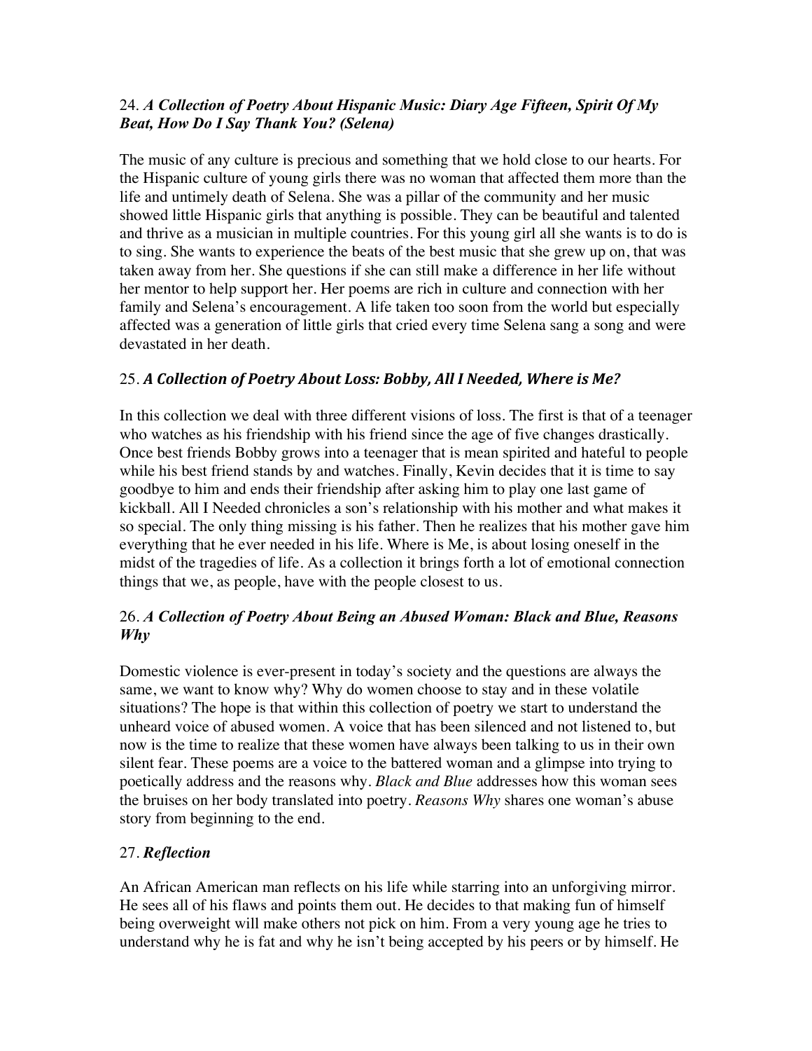### 24. *A Collection of Poetry About Hispanic Music: Diary Age Fifteen, Spirit Of My Beat, How Do I Say Thank You? (Selena)*

The music of any culture is precious and something that we hold close to our hearts. For the Hispanic culture of young girls there was no woman that affected them more than the life and untimely death of Selena. She was a pillar of the community and her music showed little Hispanic girls that anything is possible. They can be beautiful and talented and thrive as a musician in multiple countries. For this young girl all she wants is to do is to sing. She wants to experience the beats of the best music that she grew up on, that was taken away from her. She questions if she can still make a difference in her life without her mentor to help support her. Her poems are rich in culture and connection with her family and Selena's encouragement. A life taken too soon from the world but especially affected was a generation of little girls that cried every time Selena sang a song and were devastated in her death.

### 25. *A Collection of Poetry About Loss: Bobby, All I Needed, Where is Me?*

In this collection we deal with three different visions of loss. The first is that of a teenager who watches as his friendship with his friend since the age of five changes drastically. Once best friends Bobby grows into a teenager that is mean spirited and hateful to people while his best friend stands by and watches. Finally, Kevin decides that it is time to say goodbye to him and ends their friendship after asking him to play one last game of kickball. All I Needed chronicles a son's relationship with his mother and what makes it so special. The only thing missing is his father. Then he realizes that his mother gave him everything that he ever needed in his life. Where is Me, is about losing oneself in the midst of the tragedies of life. As a collection it brings forth a lot of emotional connection things that we, as people, have with the people closest to us.

### 26. *A Collection of Poetry About Being an Abused Woman: Black and Blue, Reasons Why*

Domestic violence is ever-present in today's society and the questions are always the same, we want to know why? Why do women choose to stay and in these volatile situations? The hope is that within this collection of poetry we start to understand the unheard voice of abused women. A voice that has been silenced and not listened to, but now is the time to realize that these women have always been talking to us in their own silent fear. These poems are a voice to the battered woman and a glimpse into trying to poetically address and the reasons why. *Black and Blue* addresses how this woman sees the bruises on her body translated into poetry. *Reasons Why* shares one woman's abuse story from beginning to the end.

### 27. *Reflection*

An African American man reflects on his life while starring into an unforgiving mirror. He sees all of his flaws and points them out. He decides to that making fun of himself being overweight will make others not pick on him. From a very young age he tries to understand why he is fat and why he isn't being accepted by his peers or by himself. He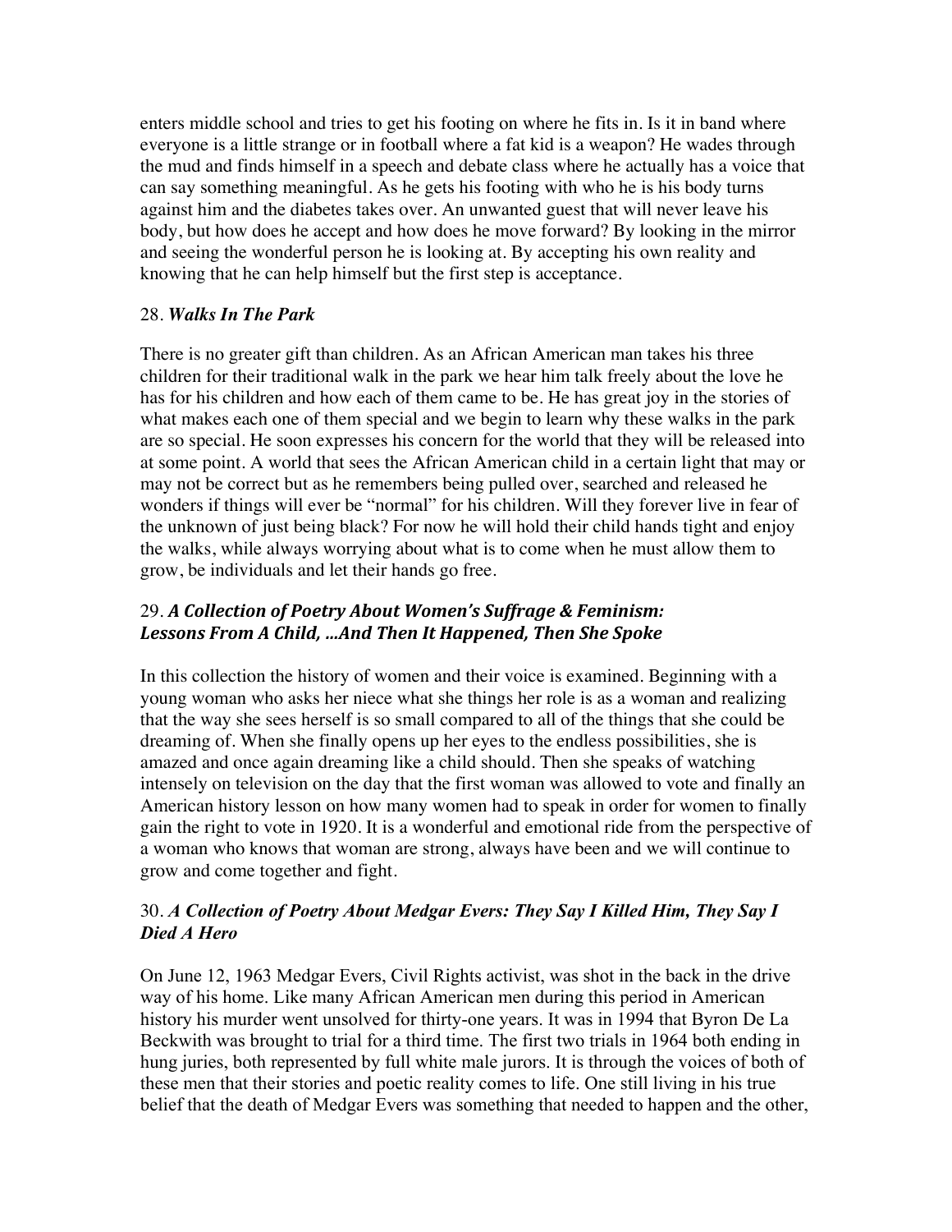enters middle school and tries to get his footing on where he fits in. Is it in band where everyone is a little strange or in football where a fat kid is a weapon? He wades through the mud and finds himself in a speech and debate class where he actually has a voice that can say something meaningful. As he gets his footing with who he is his body turns against him and the diabetes takes over. An unwanted guest that will never leave his body, but how does he accept and how does he move forward? By looking in the mirror and seeing the wonderful person he is looking at. By accepting his own reality and knowing that he can help himself but the first step is acceptance.

28. ***Walks In The Park***

There is no greater gift than children. As an African American man takes his three children for their traditional walk in the park we hear him talk freely about the love he has for his children and how each of them came to be. He has great joy in the stories of what makes each one of them special and we begin to learn why these walks in the park are so special. He soon expresses his concern for the world that they will be released into at some point. A world that sees the African American child in a certain light that may or may not be correct but as he remembers being pulled over, searched and released he wonders if things will ever be "normal" for his children. Will they forever live in fear of the unknown of just being black? For now he will hold their child hands tight and enjoy the walks, while always worrying about what is to come when he must allow them to grow, be individuals and let their hands go free.

29. ***A Collection of Poetry About Women's Suffrage & Feminism: Lessons From A Child, …And Then It Happened, Then She Spoke***

In this collection the history of women and their voice is examined. Beginning with a young woman who asks her niece what she things her role is as a woman and realizing that the way she sees herself is so small compared to all of the things that she could be dreaming of. When she finally opens up her eyes to the endless possibilities, she is amazed and once again dreaming like a child should. Then she speaks of watching intensely on television on the day that the first woman was allowed to vote and finally an American history lesson on how many women had to speak in order for women to finally gain the right to vote in 1920. It is a wonderful and emotional ride from the perspective of a woman who knows that woman are strong, always have been and we will continue to grow and come together and fight.

30. ***A Collection of Poetry About Medgar Evers: They Say I Killed Him, They Say I Died A Hero***

On June 12, 1963 Medgar Evers, Civil Rights activist, was shot in the back in the drive way of his home. Like many African American men during this period in American history his murder went unsolved for thirty-one years. It was in 1994 that Byron De La Beckwith was brought to trial for a third time. The first two trials in 1964 both ending in hung juries, both represented by full white male jurors. It is through the voices of both of these men that their stories and poetic reality comes to life. One still living in his true belief that the death of Medgar Evers was something that needed to happen and the other,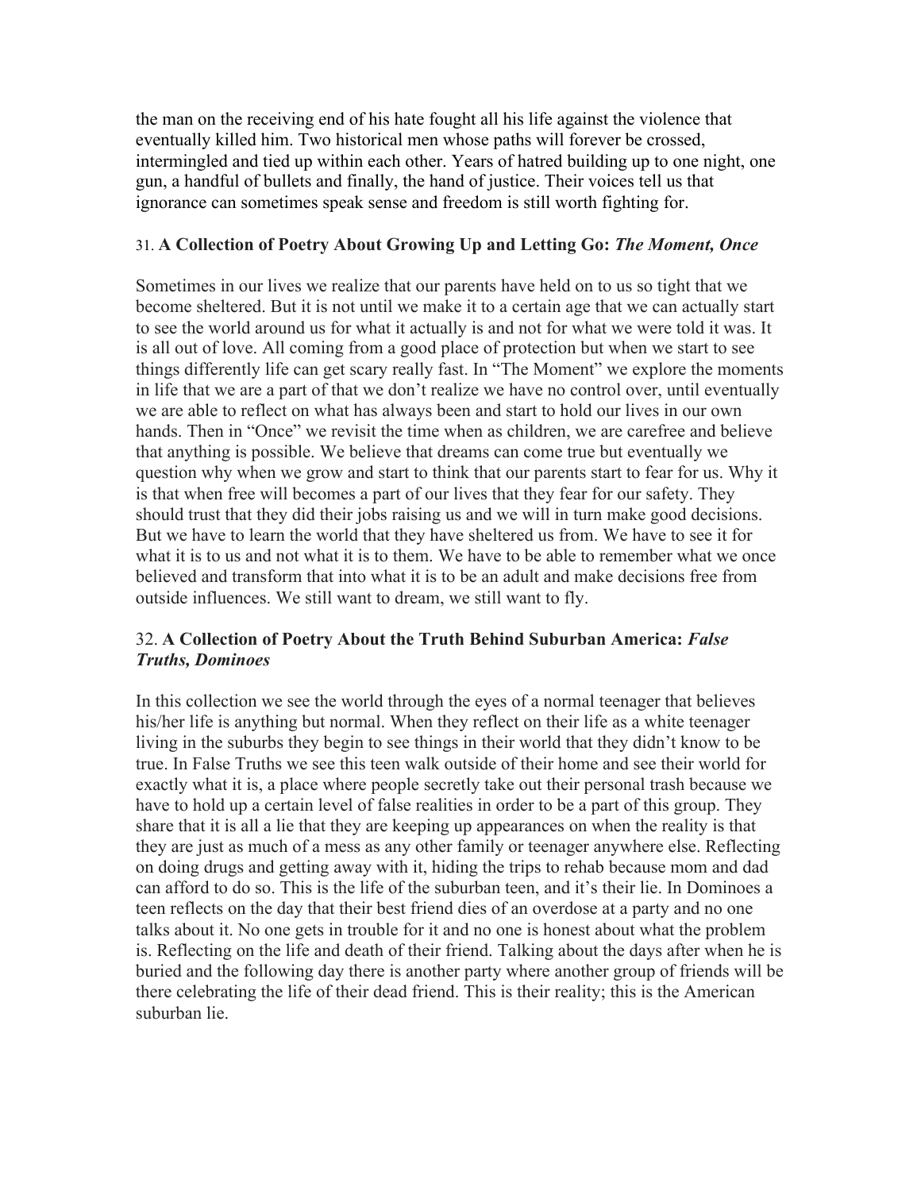the man on the receiving end of his hate fought all his life against the violence that eventually killed him. Two historical men whose paths will forever be crossed, intermingled and tied up within each other. Years of hatred building up to one night, one gun, a handful of bullets and finally, the hand of justice. Their voices tell us that ignorance can sometimes speak sense and freedom is still worth fighting for.

### 31. A Collection of Poetry About Growing Up and Letting Go: *The Moment, Once*

Sometimes in our lives we realize that our parents have held on to us so tight that we become sheltered. But it is not until we make it to a certain age that we can actually start to see the world around us for what it actually is and not for what we were told it was. It is all out of love. All coming from a good place of protection but when we start to see things differently life can get scary really fast. In "The Moment" we explore the moments in life that we are a part of that we don't realize we have no control over, until eventually we are able to reflect on what has always been and start to hold our lives in our own hands. Then in "Once" we revisit the time when as children, we are carefree and believe that anything is possible. We believe that dreams can come true but eventually we question why when we grow and start to think that our parents start to fear for us. Why it is that when free will becomes a part of our lives that they fear for our safety. They should trust that they did their jobs raising us and we will in turn make good decisions. But we have to learn the world that they have sheltered us from. We have to see it for what it is to us and not what it is to them. We have to be able to remember what we once believed and transform that into what it is to be an adult and make decisions free from outside influences. We still want to dream, we still want to fly.

### 32. A Collection of Poetry About the Truth Behind Suburban America: *False Truths, Dominoes*

In this collection we see the world through the eyes of a normal teenager that believes his/her life is anything but normal. When they reflect on their life as a white teenager living in the suburbs they begin to see things in their world that they didn't know to be true. In False Truths we see this teen walk outside of their home and see their world for exactly what it is, a place where people secretly take out their personal trash because we have to hold up a certain level of false realities in order to be a part of this group. They share that it is all a lie that they are keeping up appearances on when the reality is that they are just as much of a mess as any other family or teenager anywhere else. Reflecting on doing drugs and getting away with it, hiding the trips to rehab because mom and dad can afford to do so. This is the life of the suburban teen, and it's their lie. In Dominoes a teen reflects on the day that their best friend dies of an overdose at a party and no one talks about it. No one gets in trouble for it and no one is honest about what the problem is. Reflecting on the life and death of their friend. Talking about the days after when he is buried and the following day there is another party where another group of friends will be there celebrating the life of their dead friend. This is their reality; this is the American suburban lie.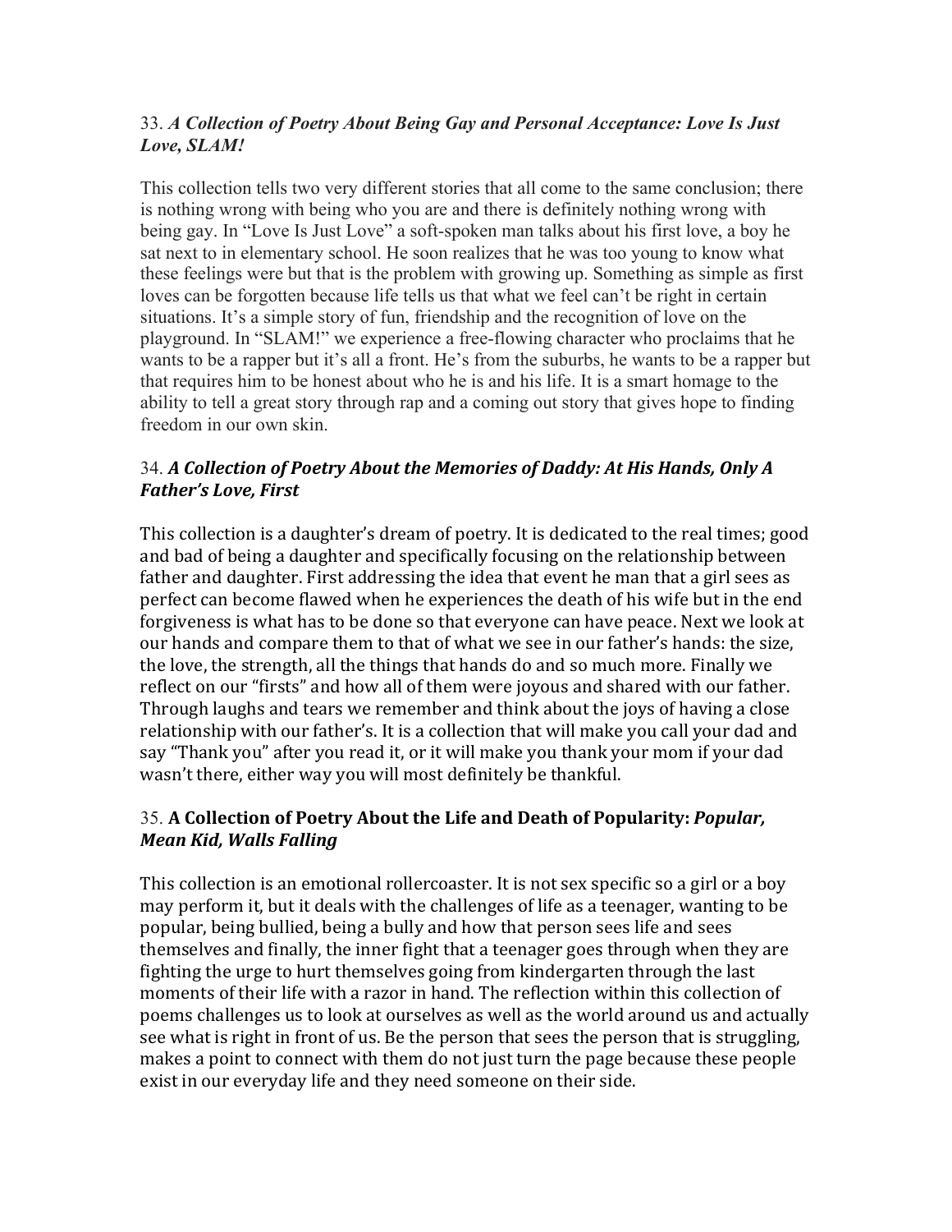### 33. *A Collection of Poetry About Being Gay and Personal Acceptance: Love Is Just Love, SLAM!*

This collection tells two very different stories that all come to the same conclusion; there is nothing wrong with being who you are and there is definitely nothing wrong with being gay. In "Love Is Just Love" a soft-spoken man talks about his first love, a boy he sat next to in elementary school. He soon realizes that he was too young to know what these feelings were but that is the problem with growing up. Something as simple as first loves can be forgotten because life tells us that what we feel can't be right in certain situations. It's a simple story of fun, friendship and the recognition of love on the playground. In "SLAM!" we experience a free-flowing character who proclaims that he wants to be a rapper but it's all a front. He's from the suburbs, he wants to be a rapper but that requires him to be honest about who he is and his life. It is a smart homage to the ability to tell a great story through rap and a coming out story that gives hope to finding freedom in our own skin.

### 34. *A Collection of Poetry About the Memories of Daddy: At His Hands, Only A Father's Love, First*

This collection is a daughter's dream of poetry. It is dedicated to the real times; good and bad of being a daughter and specifically focusing on the relationship between father and daughter. First addressing the idea that event he man that a girl sees as perfect can become flawed when he experiences the death of his wife but in the end forgiveness is what has to be done so that everyone can have peace. Next we look at our hands and compare them to that of what we see in our father's hands: the size, the love, the strength, all the things that hands do and so much more. Finally we reflect on our "firsts" and how all of them were joyous and shared with our father. Through laughs and tears we remember and think about the joys of having a close relationship with our father's. It is a collection that will make you call your dad and say "Thank you" after you read it, or it will make you thank your mom if your dad wasn't there, either way you will most definitely be thankful.

### 35. **A Collection of Poetry About the Life and Death of Popularity:** ***Popular, Mean Kid, Walls Falling***

This collection is an emotional rollercoaster. It is not sex specific so a girl or a boy may perform it, but it deals with the challenges of life as a teenager, wanting to be popular, being bullied, being a bully and how that person sees life and sees themselves and finally, the inner fight that a teenager goes through when they are fighting the urge to hurt themselves going from kindergarten through the last moments of their life with a razor in hand. The reflection within this collection of poems challenges us to look at ourselves as well as the world around us and actually see what is right in front of us. Be the person that sees the person that is struggling, makes a point to connect with them do not just turn the page because these people exist in our everyday life and they need someone on their side.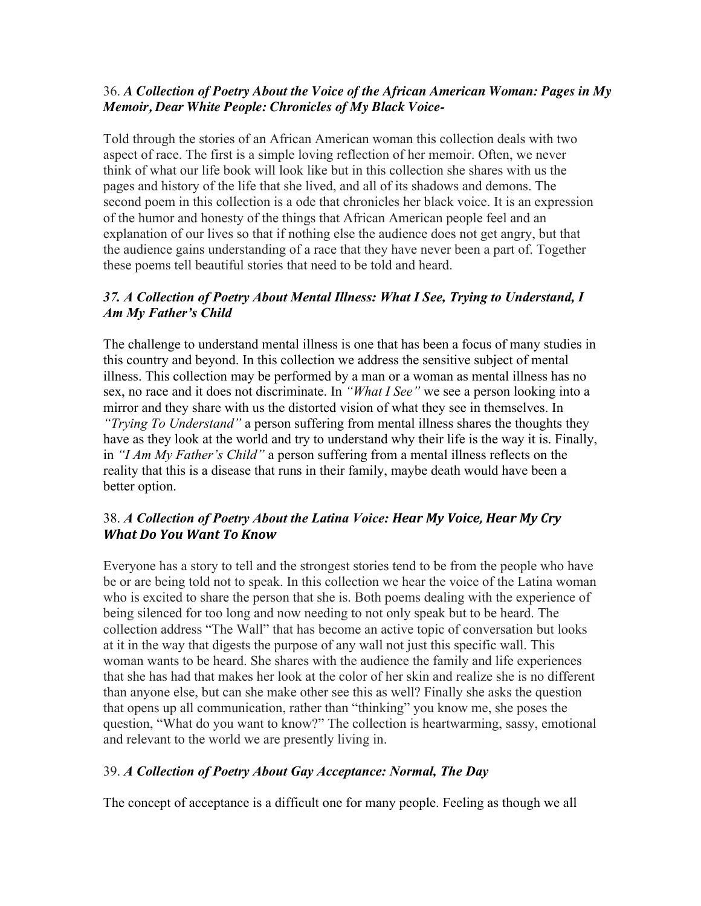### 36. *A Collection of Poetry About the Voice of the African American Woman: Pages in My Memoir, Dear White People: Chronicles of My Black Voice-*

Told through the stories of an African American woman this collection deals with two aspect of race. The first is a simple loving reflection of her memoir. Often, we never think of what our life book will look like but in this collection she shares with us the pages and history of the life that she lived, and all of its shadows and demons. The second poem in this collection is a ode that chronicles her black voice. It is an expression of the humor and honesty of the things that African American people feel and an explanation of our lives so that if nothing else the audience does not get angry, but that the audience gains understanding of a race that they have never been a part of. Together these poems tell beautiful stories that need to be told and heard.

### *37. A Collection of Poetry About Mental Illness: What I See, Trying to Understand, I Am My Father's Child*

The challenge to understand mental illness is one that has been a focus of many studies in this country and beyond. In this collection we address the sensitive subject of mental illness. This collection may be performed by a man or a woman as mental illness has no sex, no race and it does not discriminate. In *"What I See"* we see a person looking into a mirror and they share with us the distorted vision of what they see in themselves. In *"Trying To Understand"* a person suffering from mental illness shares the thoughts they have as they look at the world and try to understand why their life is the way it is. Finally, in *"I Am My Father's Child"* a person suffering from a mental illness reflects on the reality that this is a disease that runs in their family, maybe death would have been a better option.

### 38. *A Collection of Poetry About the Latina Voice: Hear My Voice, Hear My Cry What Do You Want To Know*

Everyone has a story to tell and the strongest stories tend to be from the people who have be or are being told not to speak. In this collection we hear the voice of the Latina woman who is excited to share the person that she is. Both poems dealing with the experience of being silenced for too long and now needing to not only speak but to be heard. The collection address "The Wall" that has become an active topic of conversation but looks at it in the way that digests the purpose of any wall not just this specific wall. This woman wants to be heard. She shares with the audience the family and life experiences that she has had that makes her look at the color of her skin and realize she is no different than anyone else, but can she make other see this as well? Finally she asks the question that opens up all communication, rather than "thinking" you know me, she poses the question, "What do you want to know?" The collection is heartwarming, sassy, emotional and relevant to the world we are presently living in.

### 39. *A Collection of Poetry About Gay Acceptance: Normal, The Day*

The concept of acceptance is a difficult one for many people. Feeling as though we all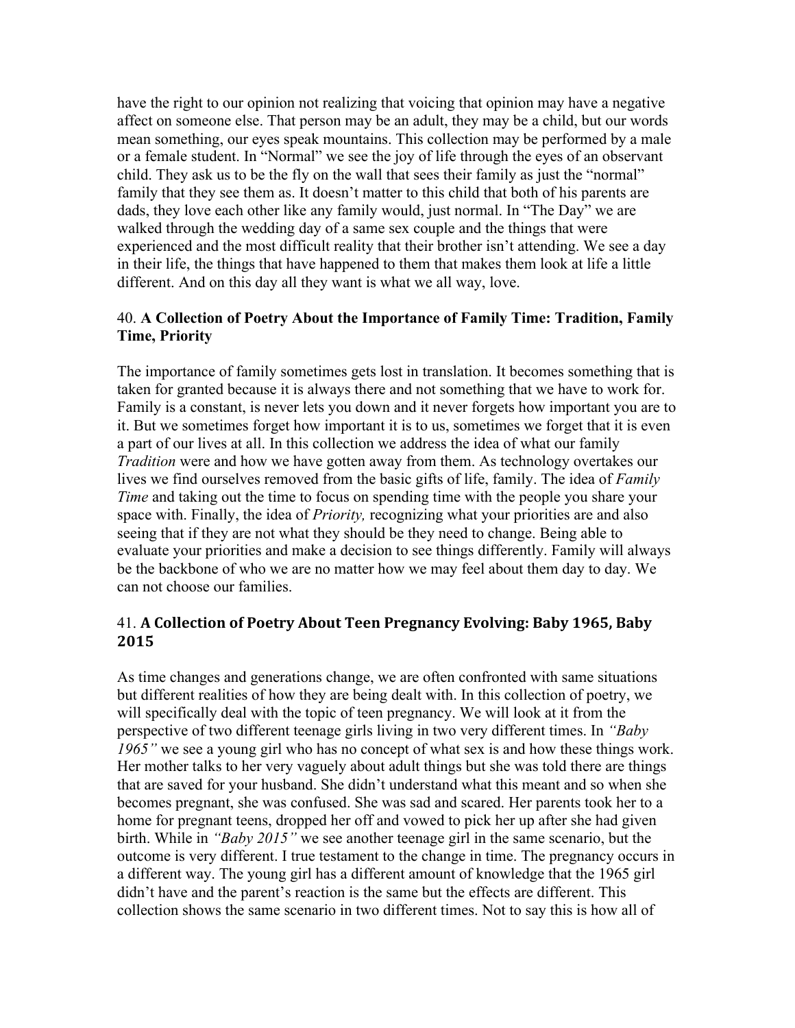have the right to our opinion not realizing that voicing that opinion may have a negative affect on someone else. That person may be an adult, they may be a child, but our words mean something, our eyes speak mountains. This collection may be performed by a male or a female student. In "Normal" we see the joy of life through the eyes of an observant child. They ask us to be the fly on the wall that sees their family as just the "normal" family that they see them as. It doesn't matter to this child that both of his parents are dads, they love each other like any family would, just normal. In "The Day" we are walked through the wedding day of a same sex couple and the things that were experienced and the most difficult reality that their brother isn't attending. We see a day in their life, the things that have happened to them that makes them look at life a little different. And on this day all they want is what we all way, love.

40. **A Collection of Poetry About the Importance of Family Time: Tradition, Family Time, Priority**

The importance of family sometimes gets lost in translation. It becomes something that is taken for granted because it is always there and not something that we have to work for. Family is a constant, is never lets you down and it never forgets how important you are to it. But we sometimes forget how important it is to us, sometimes we forget that it is even a part of our lives at all. In this collection we address the idea of what our family *Tradition* were and how we have gotten away from them. As technology overtakes our lives we find ourselves removed from the basic gifts of life, family. The idea of *Family Time* and taking out the time to focus on spending time with the people you share your space with. Finally, the idea of *Priority,* recognizing what your priorities are and also seeing that if they are not what they should be they need to change. Being able to evaluate your priorities and make a decision to see things differently. Family will always be the backbone of who we are no matter how we may feel about them day to day. We can not choose our families.

41. **A Collection of Poetry About Teen Pregnancy Evolving: Baby 1965, Baby 2015**

As time changes and generations change, we are often confronted with same situations but different realities of how they are being dealt with. In this collection of poetry, we will specifically deal with the topic of teen pregnancy. We will look at it from the perspective of two different teenage girls living in two very different times. In *"Baby 1965"* we see a young girl who has no concept of what sex is and how these things work. Her mother talks to her very vaguely about adult things but she was told there are things that are saved for your husband. She didn't understand what this meant and so when she becomes pregnant, she was confused. She was sad and scared. Her parents took her to a home for pregnant teens, dropped her off and vowed to pick her up after she had given birth. While in *"Baby 2015"* we see another teenage girl in the same scenario, but the outcome is very different. I true testament to the change in time. The pregnancy occurs in a different way. The young girl has a different amount of knowledge that the 1965 girl didn't have and the parent's reaction is the same but the effects are different. This collection shows the same scenario in two different times. Not to say this is how all of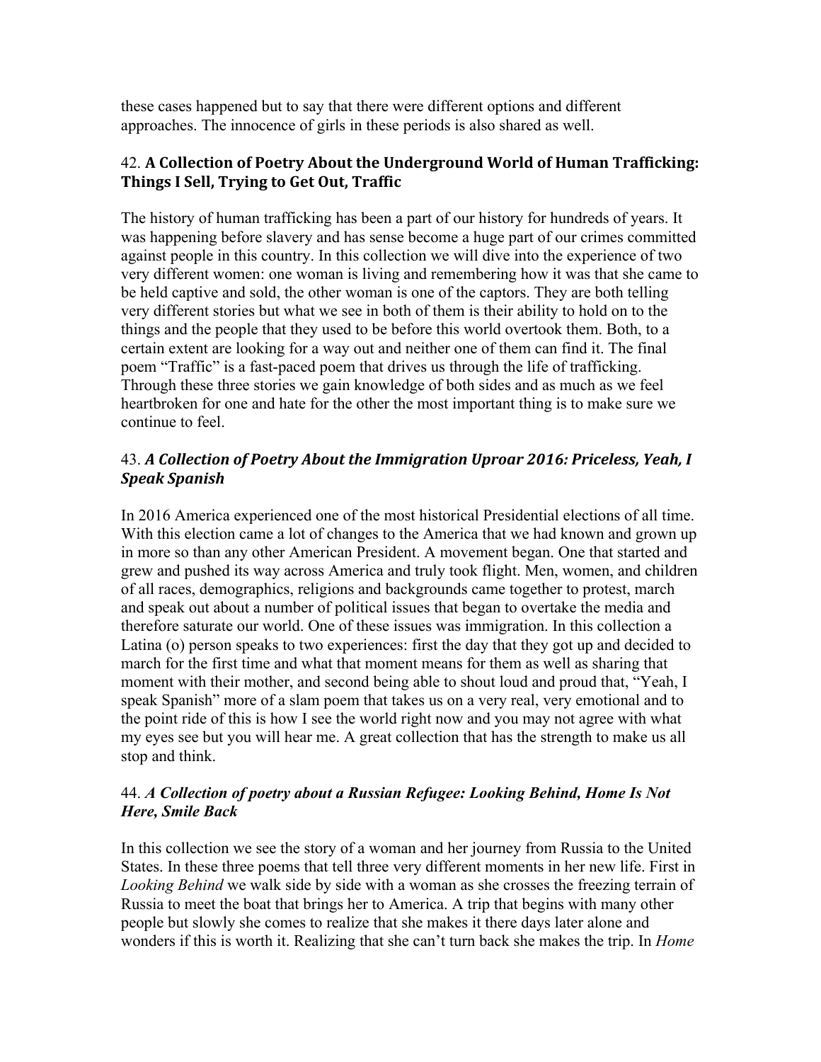these cases happened but to say that there were different options and different approaches. The innocence of girls in these periods is also shared as well.

### 42. **A Collection of Poetry About the Underground World of Human Trafficking: Things I Sell, Trying to Get Out, Traffic**

The history of human trafficking has been a part of our history for hundreds of years. It was happening before slavery and has sense become a huge part of our crimes committed against people in this country. In this collection we will dive into the experience of two very different women: one woman is living and remembering how it was that she came to be held captive and sold, the other woman is one of the captors. They are both telling very different stories but what we see in both of them is their ability to hold on to the things and the people that they used to be before this world overtook them. Both, to a certain extent are looking for a way out and neither one of them can find it. The final poem "Traffic" is a fast-paced poem that drives us through the life of trafficking. Through these three stories we gain knowledge of both sides and as much as we feel heartbroken for one and hate for the other the most important thing is to make sure we continue to feel.

### 43. ***A Collection of Poetry About the Immigration Uproar 2016: Priceless, Yeah, I Speak Spanish***

In 2016 America experienced one of the most historical Presidential elections of all time. With this election came a lot of changes to the America that we had known and grown up in more so than any other American President. A movement began. One that started and grew and pushed its way across America and truly took flight. Men, women, and children of all races, demographics, religions and backgrounds came together to protest, march and speak out about a number of political issues that began to overtake the media and therefore saturate our world. One of these issues was immigration. In this collection a Latina (o) person speaks to two experiences: first the day that they got up and decided to march for the first time and what that moment means for them as well as sharing that moment with their mother, and second being able to shout loud and proud that, "Yeah, I speak Spanish" more of a slam poem that takes us on a very real, very emotional and to the point ride of this is how I see the world right now and you may not agree with what my eyes see but you will hear me. A great collection that has the strength to make us all stop and think.

### 44. ***A Collection of poetry about a Russian Refugee: Looking Behind, Home Is Not Here, Smile Back***

In this collection we see the story of a woman and her journey from Russia to the United States. In these three poems that tell three very different moments in her new life. First in *Looking Behind* we walk side by side with a woman as she crosses the freezing terrain of Russia to meet the boat that brings her to America. A trip that begins with many other people but slowly she comes to realize that she makes it there days later alone and wonders if this is worth it. Realizing that she can't turn back she makes the trip. In *Home*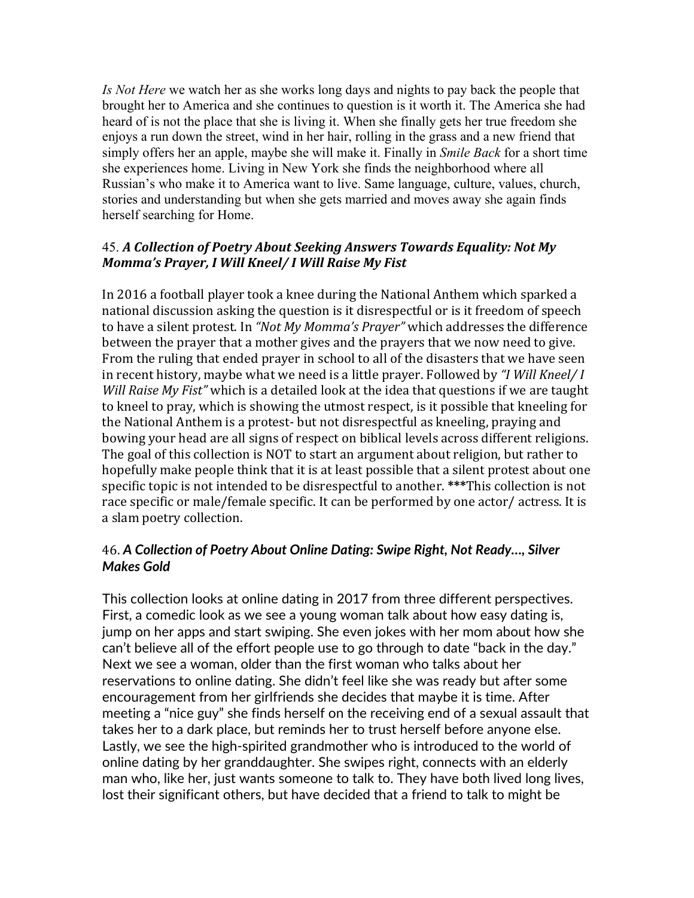*Is Not Here* we watch her as she works long days and nights to pay back the people that brought her to America and she continues to question is it worth it. The America she had heard of is not the place that she is living it. When she finally gets her true freedom she enjoys a run down the street, wind in her hair, rolling in the grass and a new friend that simply offers her an apple, maybe she will make it. Finally in *Smile Back* for a short time she experiences home. Living in New York she finds the neighborhood where all Russian's who make it to America want to live. Same language, culture, values, church, stories and understanding but when she gets married and moves away she again finds herself searching for Home.

### 45. ***A Collection of Poetry About Seeking Answers Towards Equality: Not My Momma's Prayer, I Will Kneel/ I Will Raise My Fist***

In 2016 a football player took a knee during the National Anthem which sparked a national discussion asking the question is it disrespectful or is it freedom of speech to have a silent protest. In *"Not My Momma's Prayer"* which addresses the difference between the prayer that a mother gives and the prayers that we now need to give. From the ruling that ended prayer in school to all of the disasters that we have seen in recent history, maybe what we need is a little prayer. Followed by *"I Will Kneel/ I Will Raise My Fist"* which is a detailed look at the idea that questions if we are taught to kneel to pray, which is showing the utmost respect, is it possible that kneeling for the National Anthem is a protest- but not disrespectful as kneeling, praying and bowing your head are all signs of respect on biblical levels across different religions. The goal of this collection is NOT to start an argument about religion, but rather to hopefully make people think that it is at least possible that a silent protest about one specific topic is not intended to be disrespectful to another. ***This collection is not race specific or male/female specific. It can be performed by one actor/ actress. It is a slam poetry collection.

### 46. ***A Collection of Poetry About Online Dating: Swipe Right, Not Ready…, Silver Makes Gold***

This collection looks at online dating in 2017 from three different perspectives. First, a comedic look as we see a young woman talk about how easy dating is, jump on her apps and start swiping. She even jokes with her mom about how she can't believe all of the effort people use to go through to date "back in the day." Next we see a woman, older than the first woman who talks about her reservations to online dating. She didn't feel like she was ready but after some encouragement from her girlfriends she decides that maybe it is time. After meeting a "nice guy" she finds herself on the receiving end of a sexual assault that takes her to a dark place, but reminds her to trust herself before anyone else. Lastly, we see the high-spirited grandmother who is introduced to the world of online dating by her granddaughter. She swipes right, connects with an elderly man who, like her, just wants someone to talk to. They have both lived long lives, lost their significant others, but have decided that a friend to talk to might be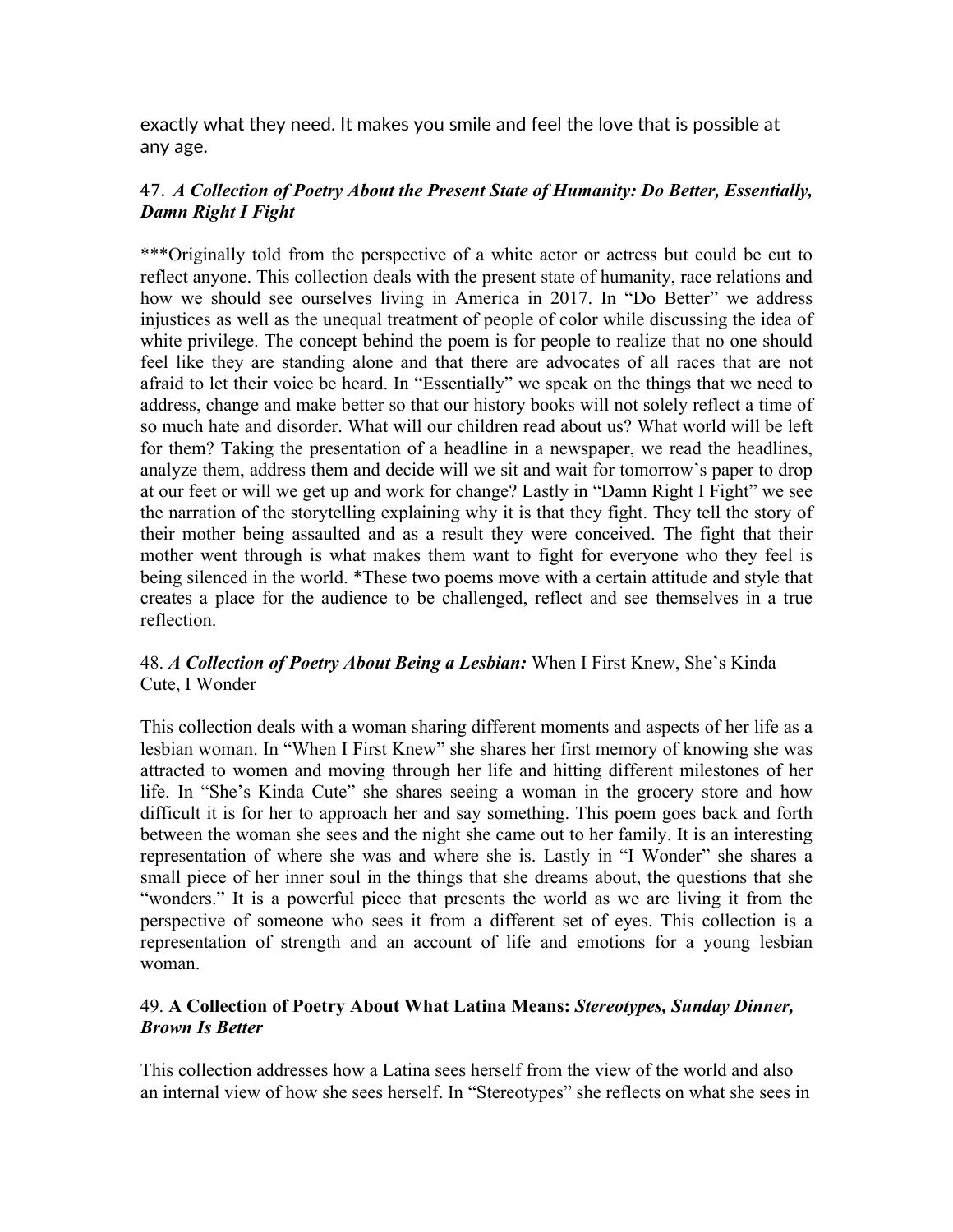exactly what they need. It makes you smile and feel the love that is possible at any age.

47. ***A Collection of Poetry About the Present State of Humanity: Do Better, Essentially, Damn Right I Fight***

***Originally told from the perspective of a white actor or actress but could be cut to reflect anyone. This collection deals with the present state of humanity, race relations and how we should see ourselves living in America in 2017. In "Do Better" we address injustices as well as the unequal treatment of people of color while discussing the idea of white privilege. The concept behind the poem is for people to realize that no one should feel like they are standing alone and that there are advocates of all races that are not afraid to let their voice be heard. In "Essentially" we speak on the things that we need to address, change and make better so that our history books will not solely reflect a time of so much hate and disorder. What will our children read about us? What world will be left for them? Taking the presentation of a headline in a newspaper, we read the headlines, analyze them, address them and decide will we sit and wait for tomorrow's paper to drop at our feet or will we get up and work for change? Lastly in "Damn Right I Fight" we see the narration of the storytelling explaining why it is that they fight. They tell the story of their mother being assaulted and as a result they were conceived. The fight that their mother went through is what makes them want to fight for everyone who they feel is being silenced in the world. *These two poems move with a certain attitude and style that creates a place for the audience to be challenged, reflect and see themselves in a true reflection.

48. ***A Collection of Poetry About Being a Lesbian:*** When I First Knew, She's Kinda Cute, I Wonder

This collection deals with a woman sharing different moments and aspects of her life as a lesbian woman. In "When I First Knew" she shares her first memory of knowing she was attracted to women and moving through her life and hitting different milestones of her life. In "She's Kinda Cute" she shares seeing a woman in the grocery store and how difficult it is for her to approach her and say something. This poem goes back and forth between the woman she sees and the night she came out to her family. It is an interesting representation of where she was and where she is. Lastly in "I Wonder" she shares a small piece of her inner soul in the things that she dreams about, the questions that she "wonders." It is a powerful piece that presents the world as we are living it from the perspective of someone who sees it from a different set of eyes. This collection is a representation of strength and an account of life and emotions for a young lesbian woman.

49. **A Collection of Poetry About What Latina Means: *Stereotypes, Sunday Dinner, Brown Is Better***

This collection addresses how a Latina sees herself from the view of the world and also an internal view of how she sees herself. In "Stereotypes" she reflects on what she sees in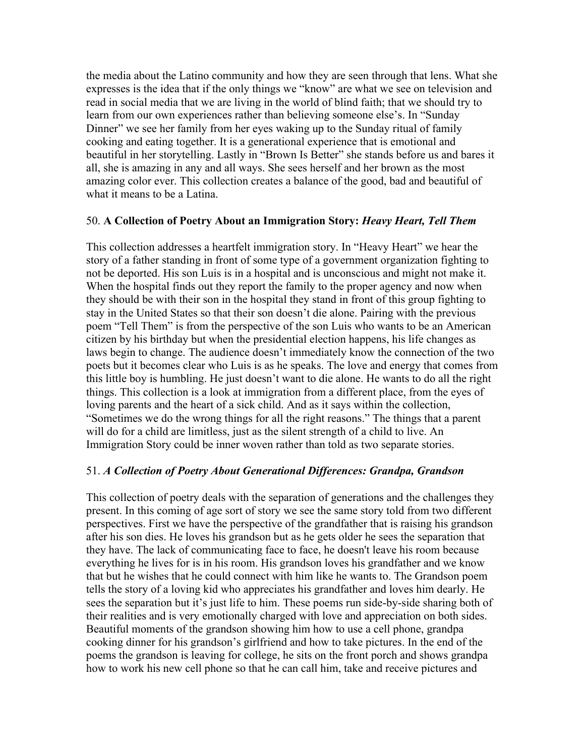the media about the Latino community and how they are seen through that lens. What she expresses is the idea that if the only things we "know" are what we see on television and read in social media that we are living in the world of blind faith; that we should try to learn from our own experiences rather than believing someone else's. In "Sunday Dinner" we see her family from her eyes waking up to the Sunday ritual of family cooking and eating together. It is a generational experience that is emotional and beautiful in her storytelling. Lastly in "Brown Is Better" she stands before us and bares it all, she is amazing in any and all ways. She sees herself and her brown as the most amazing color ever. This collection creates a balance of the good, bad and beautiful of what it means to be a Latina.

### 50. **A Collection of Poetry About an Immigration Story:** ***Heavy Heart, Tell Them***

This collection addresses a heartfelt immigration story. In "Heavy Heart" we hear the story of a father standing in front of some type of a government organization fighting to not be deported. His son Luis is in a hospital and is unconscious and might not make it. When the hospital finds out they report the family to the proper agency and now when they should be with their son in the hospital they stand in front of this group fighting to stay in the United States so that their son doesn't die alone. Pairing with the previous poem "Tell Them" is from the perspective of the son Luis who wants to be an American citizen by his birthday but when the presidential election happens, his life changes as laws begin to change. The audience doesn't immediately know the connection of the two poets but it becomes clear who Luis is as he speaks. The love and energy that comes from this little boy is humbling. He just doesn't want to die alone. He wants to do all the right things. This collection is a look at immigration from a different place, from the eyes of loving parents and the heart of a sick child. And as it says within the collection, "Sometimes we do the wrong things for all the right reasons." The things that a parent will do for a child are limitless, just as the silent strength of a child to live. An Immigration Story could be inner woven rather than told as two separate stories.

### 51. ***A Collection of Poetry About Generational Differences: Grandpa, Grandson***

This collection of poetry deals with the separation of generations and the challenges they present. In this coming of age sort of story we see the same story told from two different perspectives. First we have the perspective of the grandfather that is raising his grandson after his son dies. He loves his grandson but as he gets older he sees the separation that they have. The lack of communicating face to face, he doesn't leave his room because everything he lives for is in his room. His grandson loves his grandfather and we know that but he wishes that he could connect with him like he wants to. The Grandson poem tells the story of a loving kid who appreciates his grandfather and loves him dearly. He sees the separation but it's just life to him. These poems run side-by-side sharing both of their realities and is very emotionally charged with love and appreciation on both sides. Beautiful moments of the grandson showing him how to use a cell phone, grandpa cooking dinner for his grandson's girlfriend and how to take pictures. In the end of the poems the grandson is leaving for college, he sits on the front porch and shows grandpa how to work his new cell phone so that he can call him, take and receive pictures and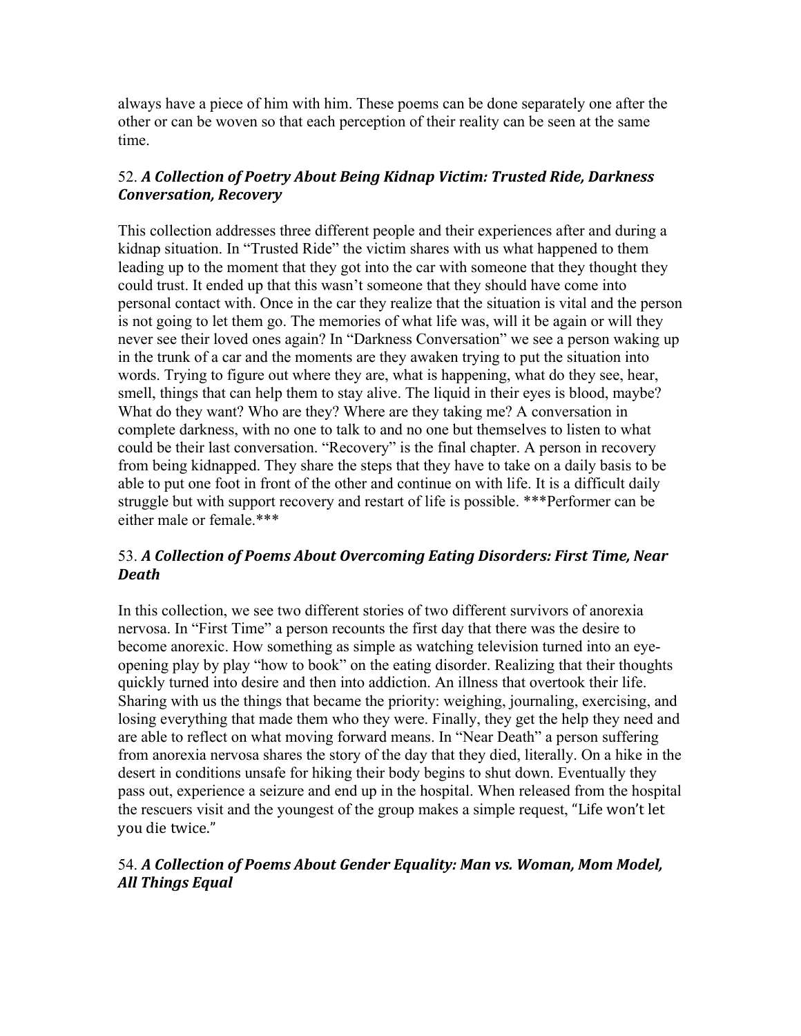always have a piece of him with him. These poems can be done separately one after the other or can be woven so that each perception of their reality can be seen at the same time.

### 52. *A Collection of Poetry About Being Kidnap Victim: Trusted Ride, Darkness Conversation, Recovery*

This collection addresses three different people and their experiences after and during a kidnap situation. In "Trusted Ride" the victim shares with us what happened to them leading up to the moment that they got into the car with someone that they thought they could trust. It ended up that this wasn't someone that they should have come into personal contact with. Once in the car they realize that the situation is vital and the person is not going to let them go. The memories of what life was, will it be again or will they never see their loved ones again? In "Darkness Conversation" we see a person waking up in the trunk of a car and the moments are they awaken trying to put the situation into words. Trying to figure out where they are, what is happening, what do they see, hear, smell, things that can help them to stay alive. The liquid in their eyes is blood, maybe? What do they want? Who are they? Where are they taking me? A conversation in complete darkness, with no one to talk to and no one but themselves to listen to what could be their last conversation. "Recovery" is the final chapter. A person in recovery from being kidnapped. They share the steps that they have to take on a daily basis to be able to put one foot in front of the other and continue on with life. It is a difficult daily struggle but with support recovery and restart of life is possible. ***Performer can be either male or female.***

### 53. *A Collection of Poems About Overcoming Eating Disorders: First Time, Near Death*

In this collection, we see two different stories of two different survivors of anorexia nervosa. In "First Time" a person recounts the first day that there was the desire to become anorexic. How something as simple as watching television turned into an eye-opening play by play "how to book" on the eating disorder. Realizing that their thoughts quickly turned into desire and then into addiction. An illness that overtook their life. Sharing with us the things that became the priority: weighing, journaling, exercising, and losing everything that made them who they were. Finally, they get the help they need and are able to reflect on what moving forward means. In "Near Death" a person suffering from anorexia nervosa shares the story of the day that they died, literally. On a hike in the desert in conditions unsafe for hiking their body begins to shut down. Eventually they pass out, experience a seizure and end up in the hospital. When released from the hospital the rescuers visit and the youngest of the group makes a simple request, "Life won't let you die twice."

### 54. *A Collection of Poems About Gender Equality: Man vs. Woman, Mom Model, All Things Equal*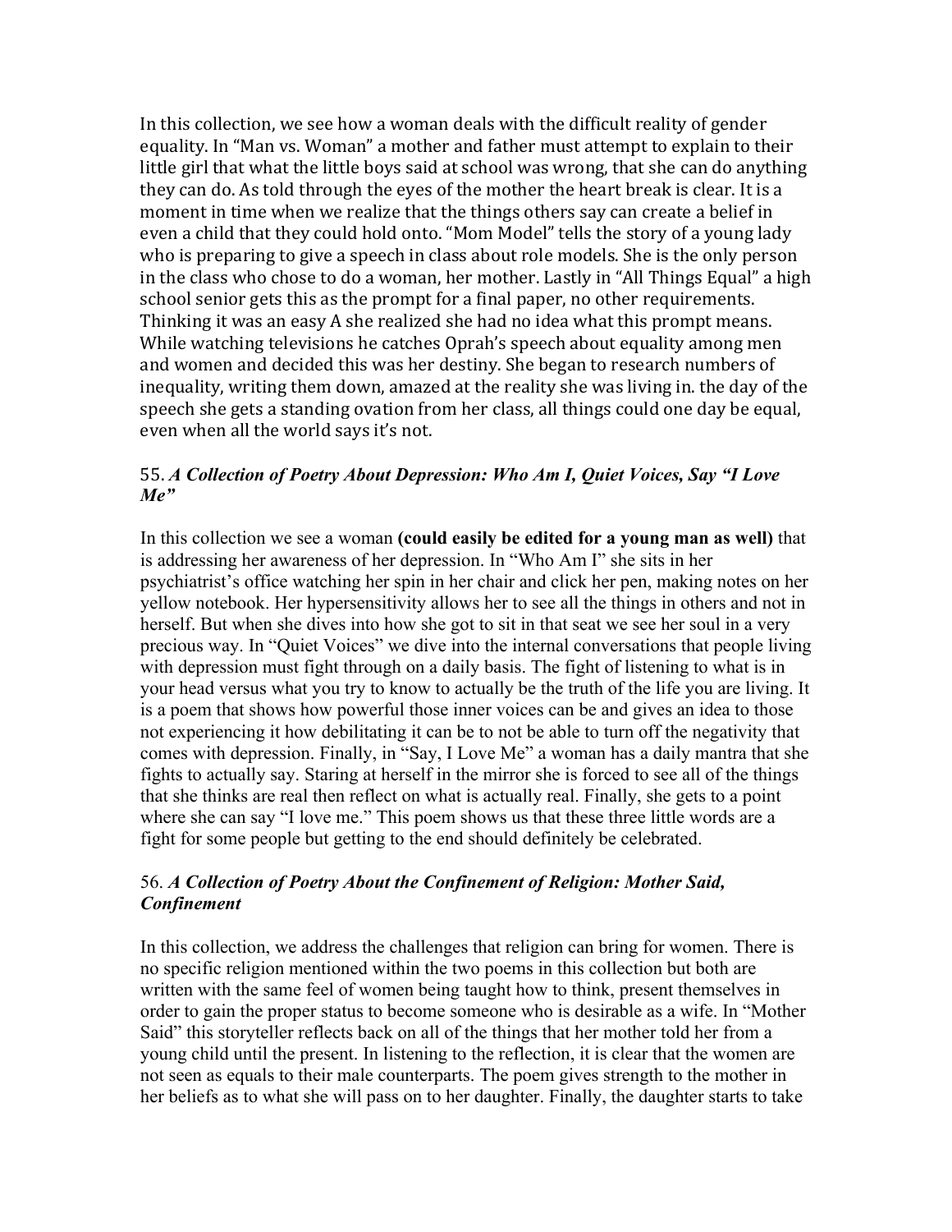In this collection, we see how a woman deals with the difficult reality of gender equality. In "Man vs. Woman" a mother and father must attempt to explain to their little girl that what the little boys said at school was wrong, that she can do anything they can do. As told through the eyes of the mother the heart break is clear. It is a moment in time when we realize that the things others say can create a belief in even a child that they could hold onto. "Mom Model" tells the story of a young lady who is preparing to give a speech in class about role models. She is the only person in the class who chose to do a woman, her mother. Lastly in "All Things Equal" a high school senior gets this as the prompt for a final paper, no other requirements. Thinking it was an easy A she realized she had no idea what this prompt means. While watching televisions he catches Oprah's speech about equality among men and women and decided this was her destiny. She began to research numbers of inequality, writing them down, amazed at the reality she was living in. the day of the speech she gets a standing ovation from her class, all things could one day be equal, even when all the world says it's not.

### 55. *A Collection of Poetry About Depression: Who Am I, Quiet Voices, Say "I Love Me"*

In this collection we see a woman **(could easily be edited for a young man as well)** that is addressing her awareness of her depression. In "Who Am I" she sits in her psychiatrist's office watching her spin in her chair and click her pen, making notes on her yellow notebook. Her hypersensitivity allows her to see all the things in others and not in herself. But when she dives into how she got to sit in that seat we see her soul in a very precious way. In "Quiet Voices" we dive into the internal conversations that people living with depression must fight through on a daily basis. The fight of listening to what is in your head versus what you try to know to actually be the truth of the life you are living. It is a poem that shows how powerful those inner voices can be and gives an idea to those not experiencing it how debilitating it can be to not be able to turn off the negativity that comes with depression. Finally, in "Say, I Love Me" a woman has a daily mantra that she fights to actually say. Staring at herself in the mirror she is forced to see all of the things that she thinks are real then reflect on what is actually real. Finally, she gets to a point where she can say "I love me." This poem shows us that these three little words are a fight for some people but getting to the end should definitely be celebrated.

### 56. *A Collection of Poetry About the Confinement of Religion: Mother Said, Confinement*

In this collection, we address the challenges that religion can bring for women. There is no specific religion mentioned within the two poems in this collection but both are written with the same feel of women being taught how to think, present themselves in order to gain the proper status to become someone who is desirable as a wife. In "Mother Said" this storyteller reflects back on all of the things that her mother told her from a young child until the present. In listening to the reflection, it is clear that the women are not seen as equals to their male counterparts. The poem gives strength to the mother in her beliefs as to what she will pass on to her daughter. Finally, the daughter starts to take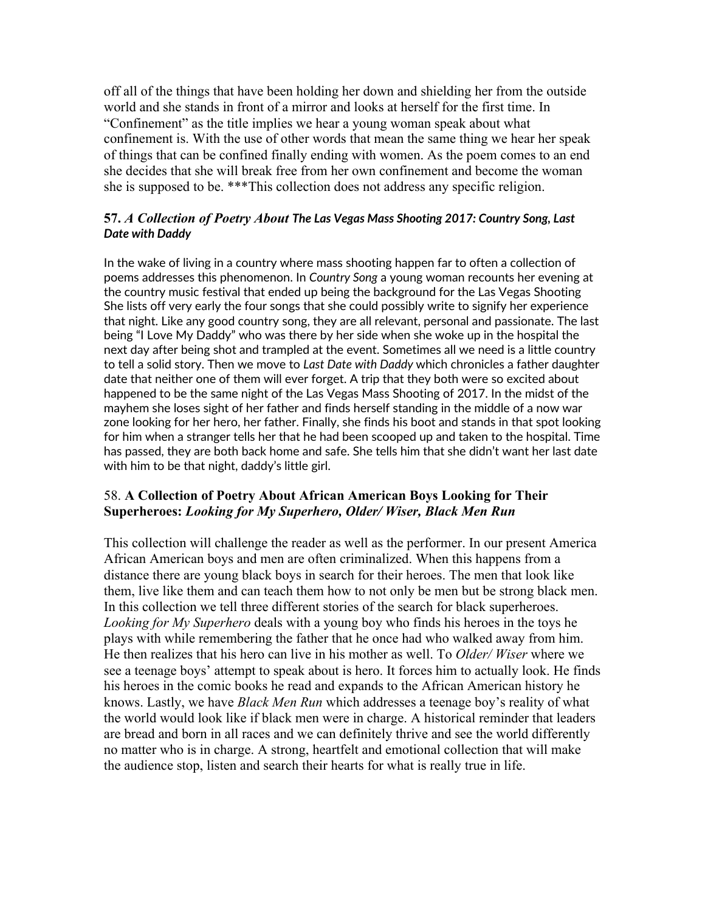off all of the things that have been holding her down and shielding her from the outside world and she stands in front of a mirror and looks at herself for the first time. In "Confinement" as the title implies we hear a young woman speak about what confinement is. With the use of other words that mean the same thing we hear her speak of things that can be confined finally ending with women. As the poem comes to an end she decides that she will break free from her own confinement and become the woman she is supposed to be. ***This collection does not address any specific religion.

### 57. *A Collection of Poetry About The Las Vegas Mass Shooting 2017: Country Song, Last Date with Daddy*

In the wake of living in a country where mass shooting happen far to often a collection of poems addresses this phenomenon. In *Country Song* a young woman recounts her evening at the country music festival that ended up being the background for the Las Vegas Shooting She lists off very early the four songs that she could possibly write to signify her experience that night. Like any good country song, they are all relevant, personal and passionate. The last being "I Love My Daddy" who was there by her side when she woke up in the hospital the next day after being shot and trampled at the event. Sometimes all we need is a little country to tell a solid story. Then we move to *Last Date with Daddy* which chronicles a father daughter date that neither one of them will ever forget. A trip that they both were so excited about happened to be the same night of the Las Vegas Mass Shooting of 2017. In the midst of the mayhem she loses sight of her father and finds herself standing in the middle of a now war zone looking for her hero, her father. Finally, she finds his boot and stands in that spot looking for him when a stranger tells her that he had been scooped up and taken to the hospital. Time has passed, they are both back home and safe. She tells him that she didn't want her last date with him to be that night, daddy's little girl.

### 58. **A Collection of Poetry About African American Boys Looking for Their Superheroes:** *Looking for My Superhero, Older/ Wiser, Black Men Run*

This collection will challenge the reader as well as the performer. In our present America African American boys and men are often criminalized. When this happens from a distance there are young black boys in search for their heroes. The men that look like them, live like them and can teach them how to not only be men but be strong black men. In this collection we tell three different stories of the search for black superheroes. *Looking for My Superhero* deals with a young boy who finds his heroes in the toys he plays with while remembering the father that he once had who walked away from him. He then realizes that his hero can live in his mother as well. To *Older/ Wiser* where we see a teenage boys' attempt to speak about is hero. It forces him to actually look. He finds his heroes in the comic books he read and expands to the African American history he knows. Lastly, we have *Black Men Run* which addresses a teenage boy's reality of what the world would look like if black men were in charge. A historical reminder that leaders are bread and born in all races and we can definitely thrive and see the world differently no matter who is in charge. A strong, heartfelt and emotional collection that will make the audience stop, listen and search their hearts for what is really true in life.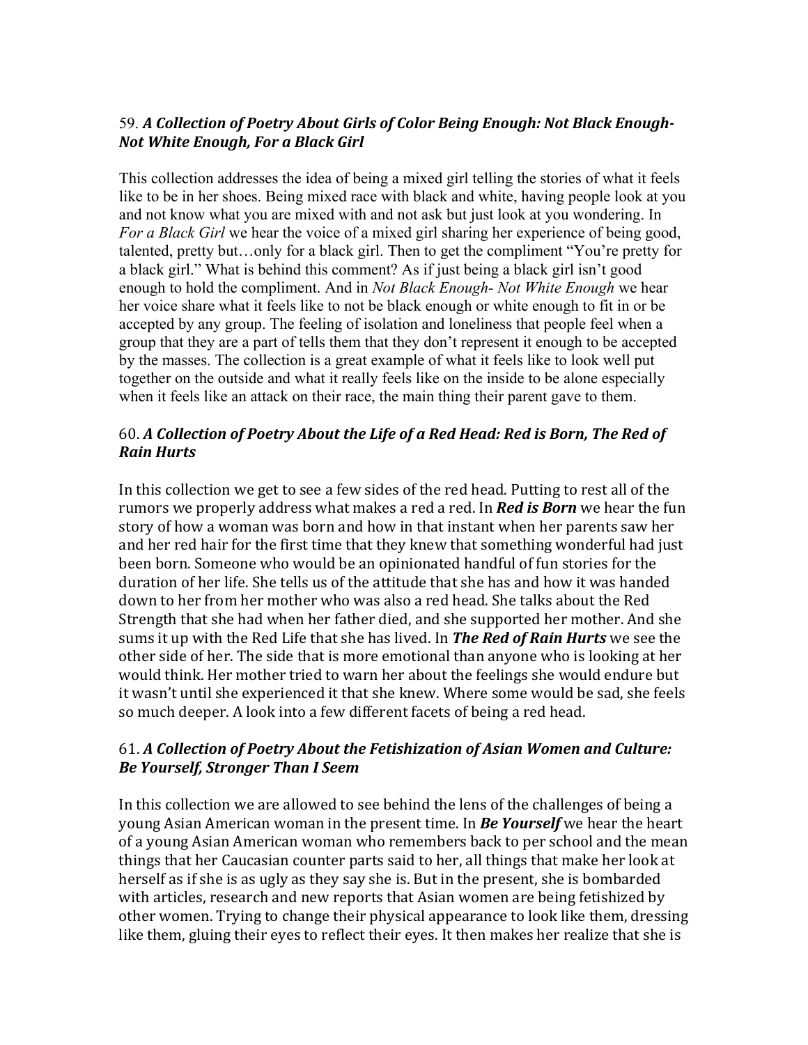### 59. *A Collection of Poetry About Girls of Color Being Enough: Not Black Enough-Not White Enough, For a Black Girl*

This collection addresses the idea of being a mixed girl telling the stories of what it feels like to be in her shoes. Being mixed race with black and white, having people look at you and not know what you are mixed with and not ask but just look at you wondering. In *For a Black Girl* we hear the voice of a mixed girl sharing her experience of being good, talented, pretty but…only for a black girl. Then to get the compliment "You're pretty for a black girl." What is behind this comment? As if just being a black girl isn't good enough to hold the compliment. And in *Not Black Enough- Not White Enough* we hear her voice share what it feels like to not be black enough or white enough to fit in or be accepted by any group. The feeling of isolation and loneliness that people feel when a group that they are a part of tells them that they don't represent it enough to be accepted by the masses. The collection is a great example of what it feels like to look well put together on the outside and what it really feels like on the inside to be alone especially when it feels like an attack on their race, the main thing their parent gave to them.

### 60. *A Collection of Poetry About the Life of a Red Head: Red is Born, The Red of Rain Hurts*

In this collection we get to see a few sides of the red head. Putting to rest all of the rumors we properly address what makes a red a red. In ***Red is Born*** we hear the fun story of how a woman was born and how in that instant when her parents saw her and her red hair for the first time that they knew that something wonderful had just been born. Someone who would be an opinionated handful of fun stories for the duration of her life. She tells us of the attitude that she has and how it was handed down to her from her mother who was also a red head. She talks about the Red Strength that she had when her father died, and she supported her mother. And she sums it up with the Red Life that she has lived. In ***The Red of Rain Hurts*** we see the other side of her. The side that is more emotional than anyone who is looking at her would think. Her mother tried to warn her about the feelings she would endure but it wasn't until she experienced it that she knew. Where some would be sad, she feels so much deeper. A look into a few different facets of being a red head.

### 61. *A Collection of Poetry About the Fetishization of Asian Women and Culture: Be Yourself, Stronger Than I Seem*

In this collection we are allowed to see behind the lens of the challenges of being a young Asian American woman in the present time. In ***Be Yourself*** we hear the heart of a young Asian American woman who remembers back to per school and the mean things that her Caucasian counter parts said to her, all things that make her look at herself as if she is as ugly as they say she is. But in the present, she is bombarded with articles, research and new reports that Asian women are being fetishized by other women. Trying to change their physical appearance to look like them, dressing like them, gluing their eyes to reflect their eyes. It then makes her realize that she is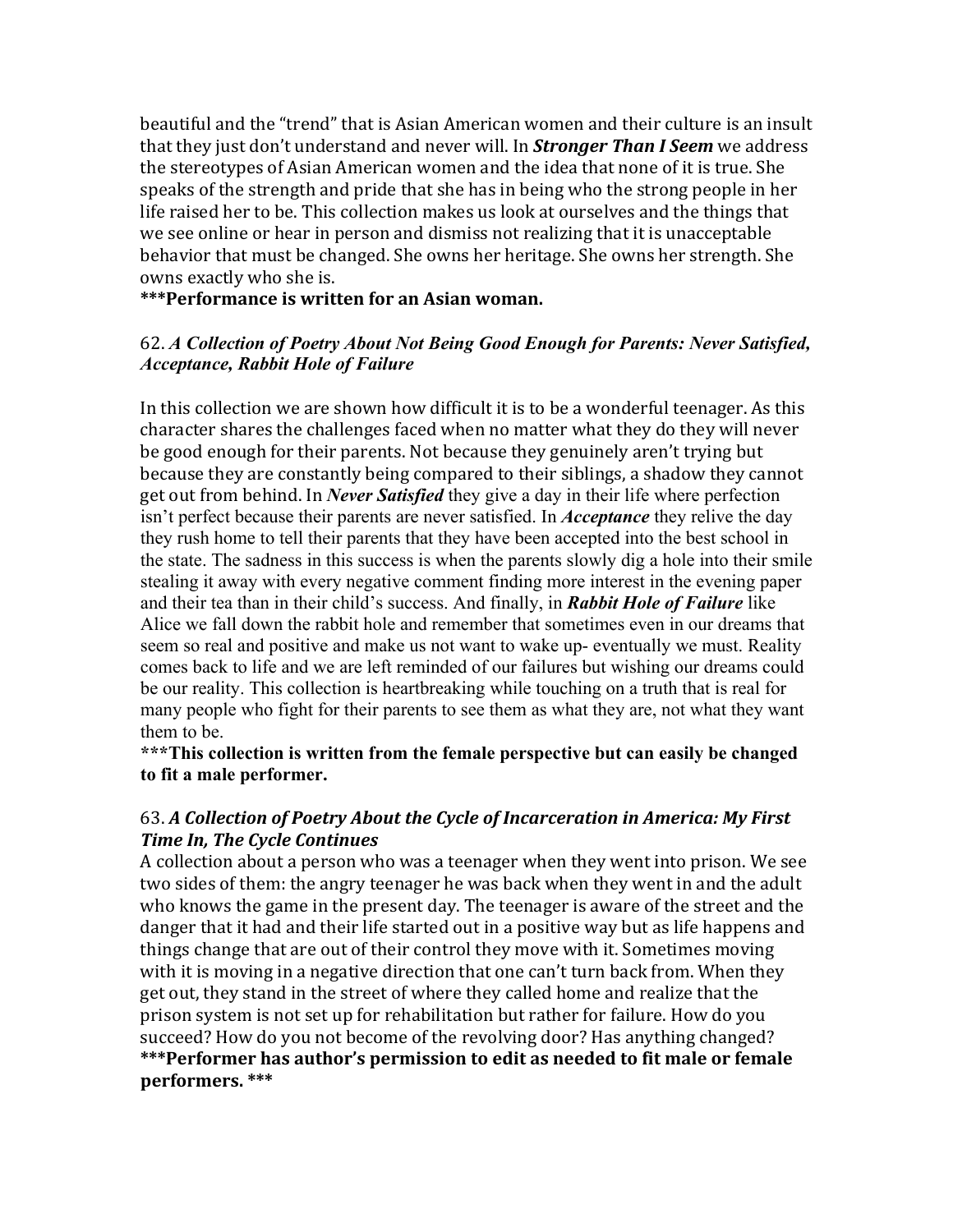beautiful and the "trend" that is Asian American women and their culture is an insult that they just don't understand and never will. In ***Stronger Than I Seem*** we address the stereotypes of Asian American women and the idea that none of it is true. She speaks of the strength and pride that she has in being who the strong people in her life raised her to be. This collection makes us look at ourselves and the things that we see online or hear in person and dismiss not realizing that it is unacceptable behavior that must be changed. She owns her heritage. She owns her strength. She owns exactly who she is.

**\*\*\*Performance is written for an Asian woman.**

### 62. *A Collection of Poetry About Not Being Good Enough for Parents: Never Satisfied, Acceptance, Rabbit Hole of Failure*

In this collection we are shown how difficult it is to be a wonderful teenager. As this character shares the challenges faced when no matter what they do they will never be good enough for their parents. Not because they genuinely aren't trying but because they are constantly being compared to their siblings, a shadow they cannot get out from behind. In ***Never Satisfied*** they give a day in their life where perfection isn't perfect because their parents are never satisfied. In ***Acceptance*** they relive the day they rush home to tell their parents that they have been accepted into the best school in the state. The sadness in this success is when the parents slowly dig a hole into their smile stealing it away with every negative comment finding more interest in the evening paper and their tea than in their child's success. And finally, in ***Rabbit Hole of Failure*** like Alice we fall down the rabbit hole and remember that sometimes even in our dreams that seem so real and positive and make us not want to wake up- eventually we must. Reality comes back to life and we are left reminded of our failures but wishing our dreams could be our reality. This collection is heartbreaking while touching on a truth that is real for many people who fight for their parents to see them as what they are, not what they want them to be.

**\*\*\*This collection is written from the female perspective but can easily be changed to fit a male performer.**

### 63. *A Collection of Poetry About the Cycle of Incarceration in America: My First Time In, The Cycle Continues*

A collection about a person who was a teenager when they went into prison. We see two sides of them: the angry teenager he was back when they went in and the adult who knows the game in the present day. The teenager is aware of the street and the danger that it had and their life started out in a positive way but as life happens and things change that are out of their control they move with it. Sometimes moving with it is moving in a negative direction that one can't turn back from. When they get out, they stand in the street of where they called home and realize that the prison system is not set up for rehabilitation but rather for failure. How do you succeed? How do you not become of the revolving door? Has anything changed?

**\*\*\*Performer has author's permission to edit as needed to fit male or female performers. \*\*\***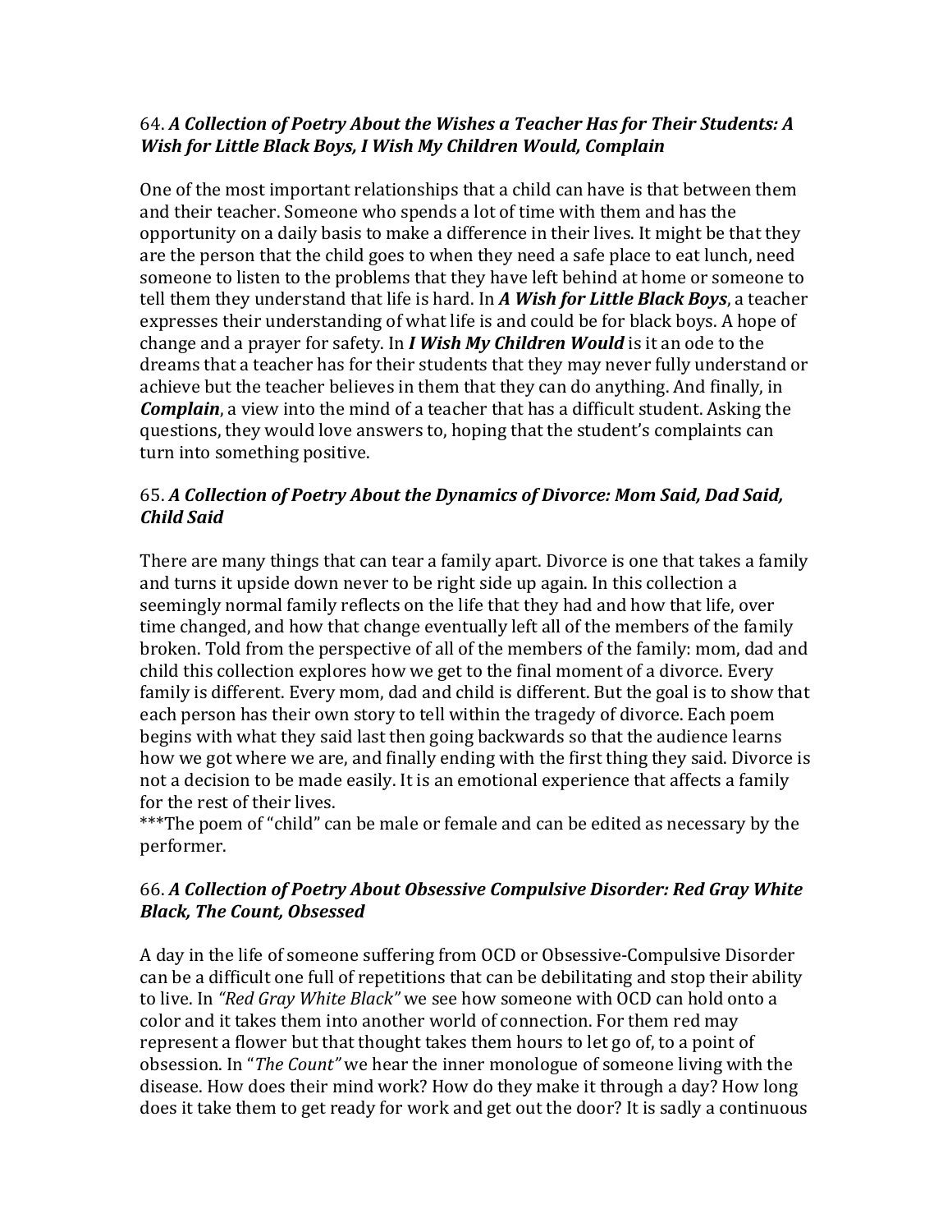### 64. ***A Collection of Poetry About the Wishes a Teacher Has for Their Students: A Wish for Little Black Boys, I Wish My Children Would, Complain***

One of the most important relationships that a child can have is that between them and their teacher. Someone who spends a lot of time with them and has the opportunity on a daily basis to make a difference in their lives. It might be that they are the person that the child goes to when they need a safe place to eat lunch, need someone to listen to the problems that they have left behind at home or someone to tell them they understand that life is hard. In ***A Wish for Little Black Boys***, a teacher expresses their understanding of what life is and could be for black boys. A hope of change and a prayer for safety. In ***I Wish My Children Would*** is it an ode to the dreams that a teacher has for their students that they may never fully understand or achieve but the teacher believes in them that they can do anything. And finally, in ***Complain***, a view into the mind of a teacher that has a difficult student. Asking the questions, they would love answers to, hoping that the student's complaints can turn into something positive.

### 65. ***A Collection of Poetry About the Dynamics of Divorce: Mom Said, Dad Said, Child Said***

There are many things that can tear a family apart. Divorce is one that takes a family and turns it upside down never to be right side up again. In this collection a seemingly normal family reflects on the life that they had and how that life, over time changed, and how that change eventually left all of the members of the family broken. Told from the perspective of all of the members of the family: mom, dad and child this collection explores how we get to the final moment of a divorce. Every family is different. Every mom, dad and child is different. But the goal is to show that each person has their own story to tell within the tragedy of divorce. Each poem begins with what they said last then going backwards so that the audience learns how we got where we are, and finally ending with the first thing they said. Divorce is not a decision to be made easily. It is an emotional experience that affects a family for the rest of their lives.
***The poem of "child" can be male or female and can be edited as necessary by the performer.

### 66. ***A Collection of Poetry About Obsessive Compulsive Disorder: Red Gray White Black, The Count, Obsessed***

A day in the life of someone suffering from OCD or Obsessive-Compulsive Disorder can be a difficult one full of repetitions that can be debilitating and stop their ability to live. In *"Red Gray White Black"* we see how someone with OCD can hold onto a color and it takes them into another world of connection. For them red may represent a flower but that thought takes them hours to let go of, to a point of obsession. In "*The Count"* we hear the inner monologue of someone living with the disease. How does their mind work? How do they make it through a day? How long does it take them to get ready for work and get out the door? It is sadly a continuous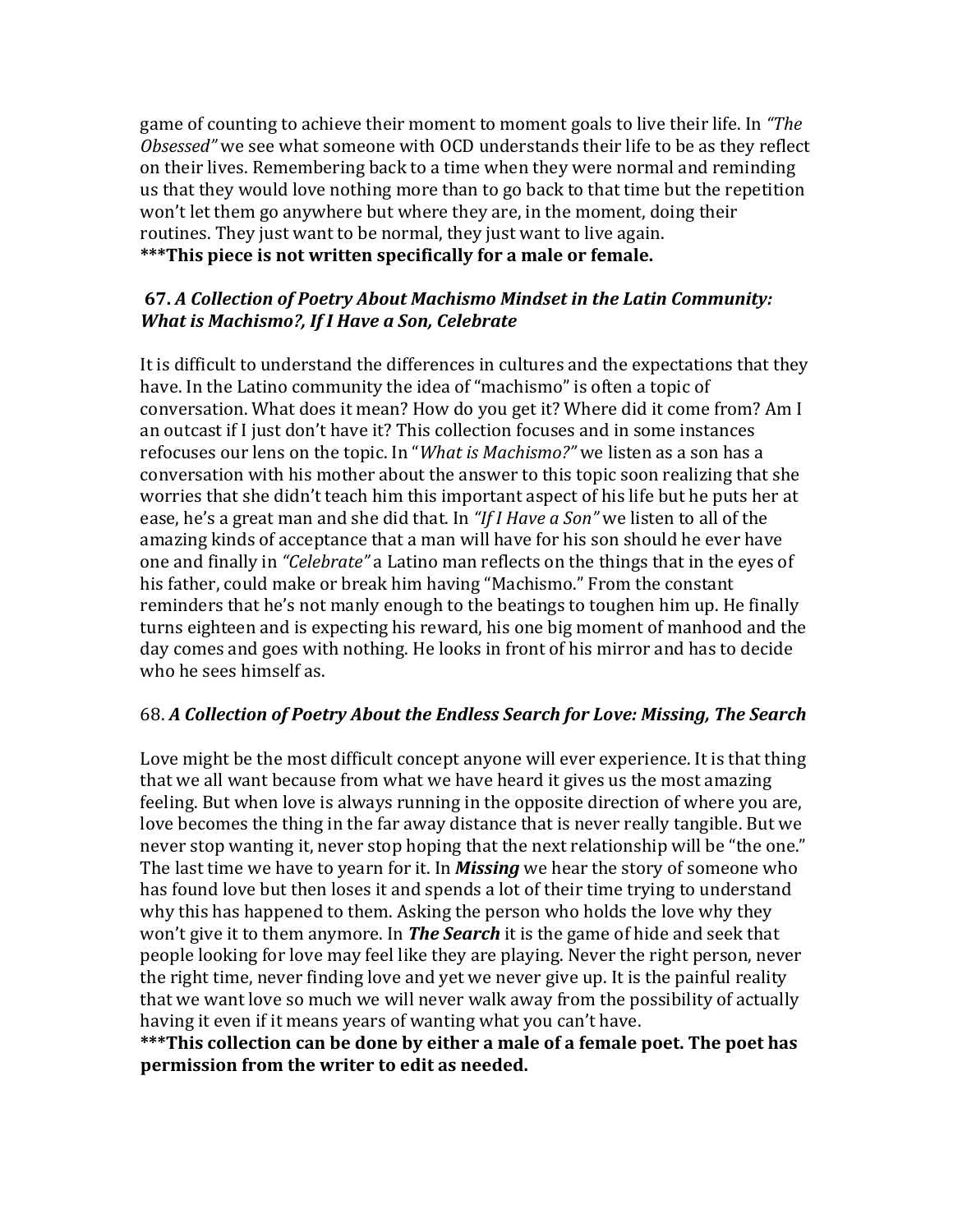game of counting to achieve their moment to moment goals to live their life. In *"The Obsessed"* we see what someone with OCD understands their life to be as they reflect on their lives. Remembering back to a time when they were normal and reminding us that they would love nothing more than to go back to that time but the repetition won't let them go anywhere but where they are, in the moment, doing their routines. They just want to be normal, they just want to live again.
**\*\*\*This piece is not written specifically for a male or female.**

### 67. *A Collection of Poetry About Machismo Mindset in the Latin Community: What is Machismo?, If I Have a Son, Celebrate*

It is difficult to understand the differences in cultures and the expectations that they have. In the Latino community the idea of "machismo" is often a topic of conversation. What does it mean? How do you get it? Where did it come from? Am I an outcast if I just don't have it? This collection focuses and in some instances refocuses our lens on the topic. In "*What is Machismo?"* we listen as a son has a conversation with his mother about the answer to this topic soon realizing that she worries that she didn't teach him this important aspect of his life but he puts her at ease, he's a great man and she did that. In *"If I Have a Son"* we listen to all of the amazing kinds of acceptance that a man will have for his son should he ever have one and finally in *"Celebrate"* a Latino man reflects on the things that in the eyes of his father, could make or break him having "Machismo." From the constant reminders that he's not manly enough to the beatings to toughen him up. He finally turns eighteen and is expecting his reward, his one big moment of manhood and the day comes and goes with nothing. He looks in front of his mirror and has to decide who he sees himself as.

### 68. *A Collection of Poetry About the Endless Search for Love: Missing, The Search*

Love might be the most difficult concept anyone will ever experience. It is that thing that we all want because from what we have heard it gives us the most amazing feeling. But when love is always running in the opposite direction of where you are, love becomes the thing in the far away distance that is never really tangible. But we never stop wanting it, never stop hoping that the next relationship will be "the one." The last time we have to yearn for it. In ***Missing*** we hear the story of someone who has found love but then loses it and spends a lot of their time trying to understand why this has happened to them. Asking the person who holds the love why they won't give it to them anymore. In ***The Search*** it is the game of hide and seek that people looking for love may feel like they are playing. Never the right person, never the right time, never finding love and yet we never give up. It is the painful reality that we want love so much we will never walk away from the possibility of actually having it even if it means years of wanting what you can't have.
**\*\*\*This collection can be done by either a male of a female poet. The poet has permission from the writer to edit as needed.**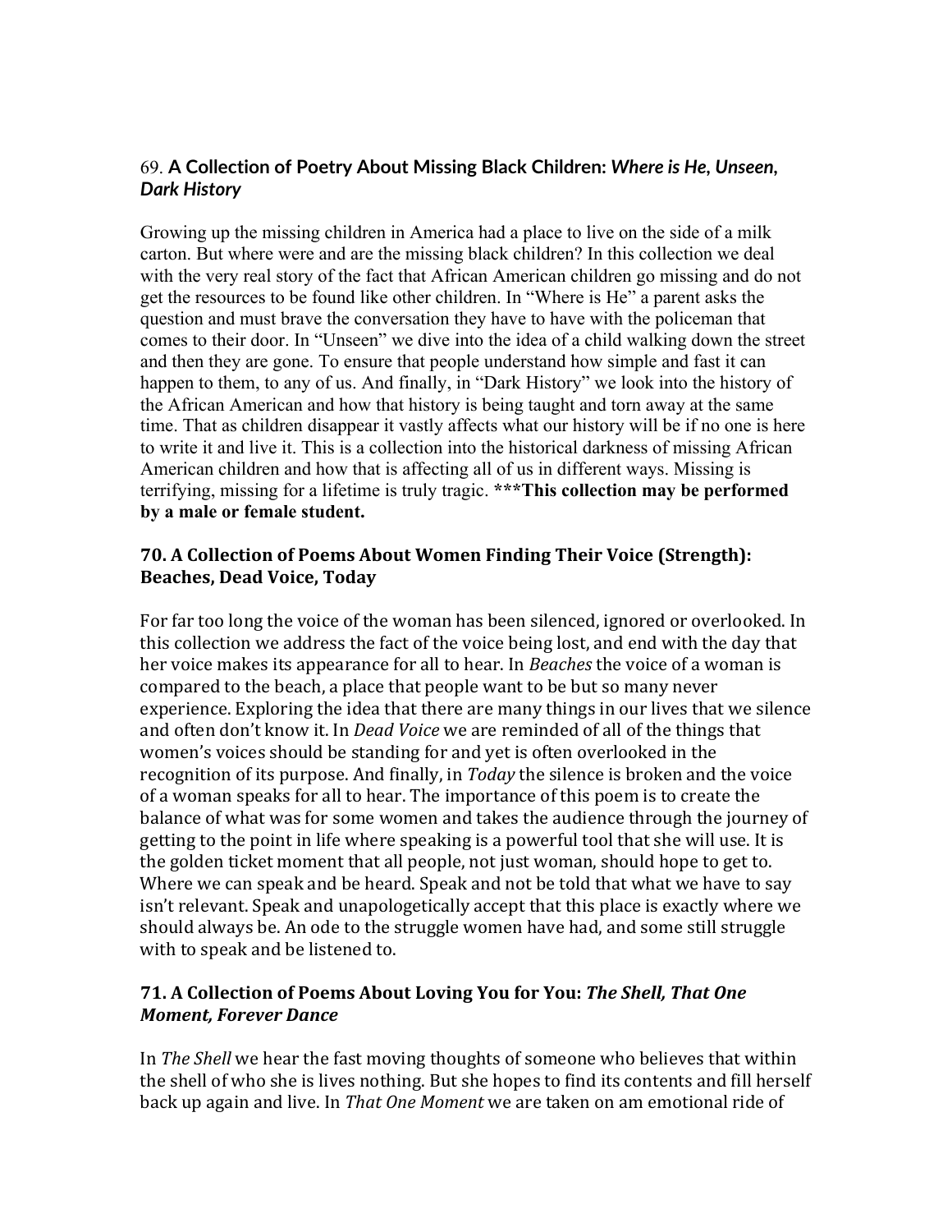### 69. **A Collection of Poetry About Missing Black Children:** ***Where is He, Unseen, Dark History***

Growing up the missing children in America had a place to live on the side of a milk carton. But where were and are the missing black children? In this collection we deal with the very real story of the fact that African American children go missing and do not get the resources to be found like other children. In "Where is He" a parent asks the question and must brave the conversation they have to have with the policeman that comes to their door. In "Unseen" we dive into the idea of a child walking down the street and then they are gone. To ensure that people understand how simple and fast it can happen to them, to any of us. And finally, in "Dark History" we look into the history of the African American and how that history is being taught and torn away at the same time. That as children disappear it vastly affects what our history will be if no one is here to write it and live it. This is a collection into the historical darkness of missing African American children and how that is affecting all of us in different ways. Missing is terrifying, missing for a lifetime is truly tragic. **\*\*\*This collection may be performed by a male or female student.**

### 70. A Collection of Poems About Women Finding Their Voice (Strength): Beaches, Dead Voice, Today

For far too long the voice of the woman has been silenced, ignored or overlooked. In this collection we address the fact of the voice being lost, and end with the day that her voice makes its appearance for all to hear. In *Beaches* the voice of a woman is compared to the beach, a place that people want to be but so many never experience. Exploring the idea that there are many things in our lives that we silence and often don't know it. In *Dead Voice* we are reminded of all of the things that women's voices should be standing for and yet is often overlooked in the recognition of its purpose. And finally, in *Today* the silence is broken and the voice of a woman speaks for all to hear. The importance of this poem is to create the balance of what was for some women and takes the audience through the journey of getting to the point in life where speaking is a powerful tool that she will use. It is the golden ticket moment that all people, not just woman, should hope to get to. Where we can speak and be heard. Speak and not be told that what we have to say isn't relevant. Speak and unapologetically accept that this place is exactly where we should always be. An ode to the struggle women have had, and some still struggle with to speak and be listened to.

### 71. A Collection of Poems About Loving You for You: *The Shell, That One Moment, Forever Dance*

In *The Shell* we hear the fast moving thoughts of someone who believes that within the shell of who she is lives nothing. But she hopes to find its contents and fill herself back up again and live. In *That One Moment* we are taken on am emotional ride of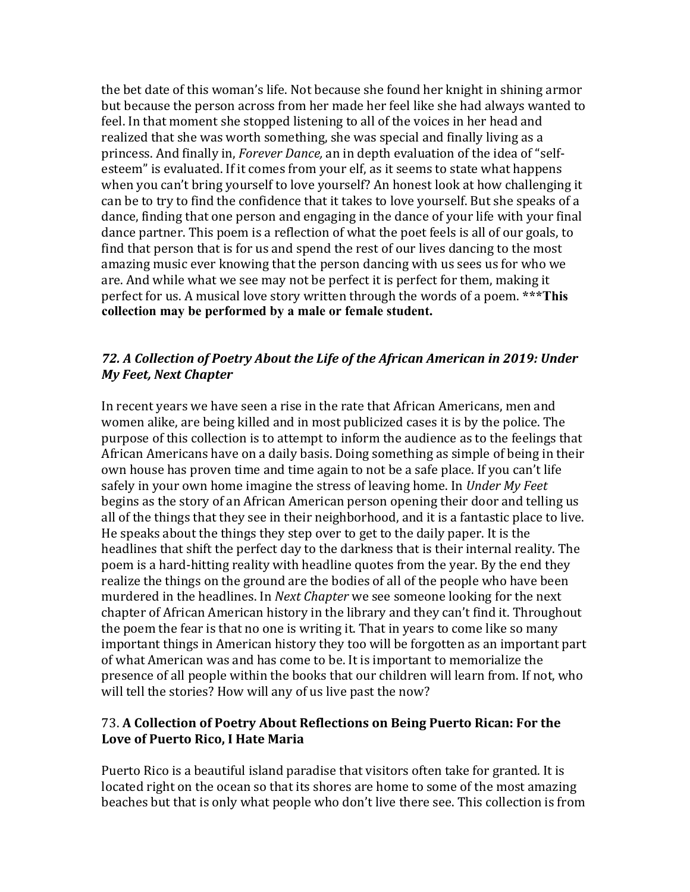the bet date of this woman's life. Not because she found her knight in shining armor but because the person across from her made her feel like she had always wanted to feel. In that moment she stopped listening to all of the voices in her head and realized that she was worth something, she was special and finally living as a princess. And finally in, *Forever Dance,* an in depth evaluation of the idea of "self-esteem" is evaluated. If it comes from your elf, as it seems to state what happens when you can't bring yourself to love yourself? An honest look at how challenging it can be to try to find the confidence that it takes to love yourself. But she speaks of a dance, finding that one person and engaging in the dance of your life with your final dance partner. This poem is a reflection of what the poet feels is all of our goals, to find that person that is for us and spend the rest of our lives dancing to the most amazing music ever knowing that the person dancing with us sees us for who we are. And while what we see may not be perfect it is perfect for them, making it perfect for us. A musical love story written through the words of a poem. ***This collection may be performed by a male or female student.**

### *72. A Collection of Poetry About the Life of the African American in 2019: Under My Feet, Next Chapter*

In recent years we have seen a rise in the rate that African Americans, men and women alike, are being killed and in most publicized cases it is by the police. The purpose of this collection is to attempt to inform the audience as to the feelings that African Americans have on a daily basis. Doing something as simple of being in their own house has proven time and time again to not be a safe place. If you can't life safely in your own home imagine the stress of leaving home. In *Under My Feet* begins as the story of an African American person opening their door and telling us all of the things that they see in their neighborhood, and it is a fantastic place to live. He speaks about the things they step over to get to the daily paper. It is the headlines that shift the perfect day to the darkness that is their internal reality. The poem is a hard-hitting reality with headline quotes from the year. By the end they realize the things on the ground are the bodies of all of the people who have been murdered in the headlines. In *Next Chapter* we see someone looking for the next chapter of African American history in the library and they can't find it. Throughout the poem the fear is that no one is writing it. That in years to come like so many important things in American history they too will be forgotten as an important part of what American was and has come to be. It is important to memorialize the presence of all people within the books that our children will learn from. If not, who will tell the stories? How will any of us live past the now?

### 73. **A Collection of Poetry About Reflections on Being Puerto Rican: For the Love of Puerto Rico, I Hate Maria**

Puerto Rico is a beautiful island paradise that visitors often take for granted. It is located right on the ocean so that its shores are home to some of the most amazing beaches but that is only what people who don't live there see. This collection is from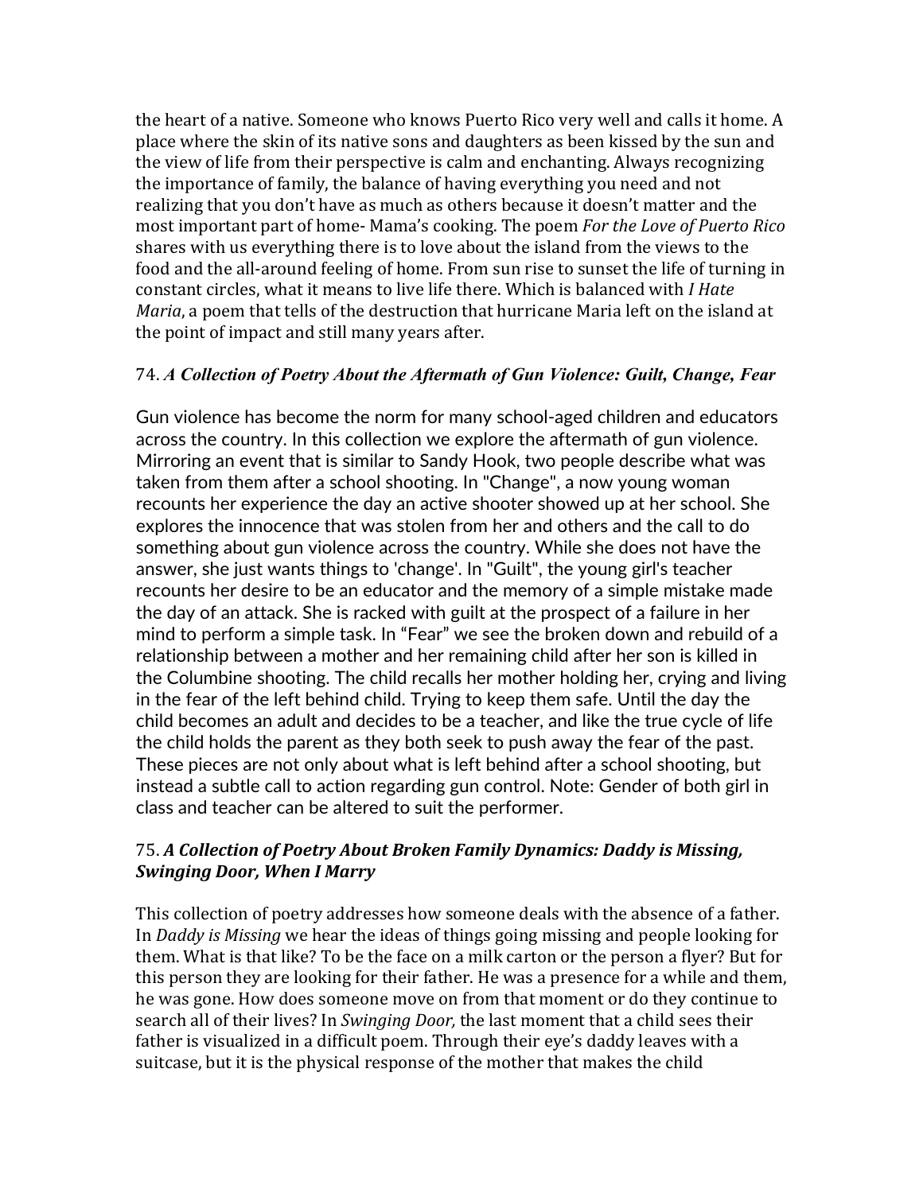the heart of a native. Someone who knows Puerto Rico very well and calls it home. A place where the skin of its native sons and daughters as been kissed by the sun and the view of life from their perspective is calm and enchanting. Always recognizing the importance of family, the balance of having everything you need and not realizing that you don't have as much as others because it doesn't matter and the most important part of home- Mama's cooking. The poem *For the Love of Puerto Rico* shares with us everything there is to love about the island from the views to the food and the all-around feeling of home. From sun rise to sunset the life of turning in constant circles, what it means to live life there. Which is balanced with *I Hate Maria*, a poem that tells of the destruction that hurricane Maria left on the island at the point of impact and still many years after.

### 74. ***A Collection of Poetry About the Aftermath of Gun Violence: Guilt, Change, Fear***

Gun violence has become the norm for many school-aged children and educators across the country. In this collection we explore the aftermath of gun violence. Mirroring an event that is similar to Sandy Hook, two people describe what was taken from them after a school shooting. In "Change", a now young woman recounts her experience the day an active shooter showed up at her school. She explores the innocence that was stolen from her and others and the call to do something about gun violence across the country. While she does not have the answer, she just wants things to 'change'. In "Guilt", the young girl's teacher recounts her desire to be an educator and the memory of a simple mistake made the day of an attack. She is racked with guilt at the prospect of a failure in her mind to perform a simple task. In "Fear" we see the broken down and rebuild of a relationship between a mother and her remaining child after her son is killed in the Columbine shooting. The child recalls her mother holding her, crying and living in the fear of the left behind child. Trying to keep them safe. Until the day the child becomes an adult and decides to be a teacher, and like the true cycle of life the child holds the parent as they both seek to push away the fear of the past. These pieces are not only about what is left behind after a school shooting, but instead a subtle call to action regarding gun control. Note: Gender of both girl in class and teacher can be altered to suit the performer.

### 75. ***A Collection of Poetry About Broken Family Dynamics: Daddy is Missing, Swinging Door, When I Marry***

This collection of poetry addresses how someone deals with the absence of a father. In *Daddy is Missing* we hear the ideas of things going missing and people looking for them. What is that like? To be the face on a milk carton or the person a flyer? But for this person they are looking for their father. He was a presence for a while and them, he was gone. How does someone move on from that moment or do they continue to search all of their lives? In *Swinging Door,* the last moment that a child sees their father is visualized in a difficult poem. Through their eye's daddy leaves with a suitcase, but it is the physical response of the mother that makes the child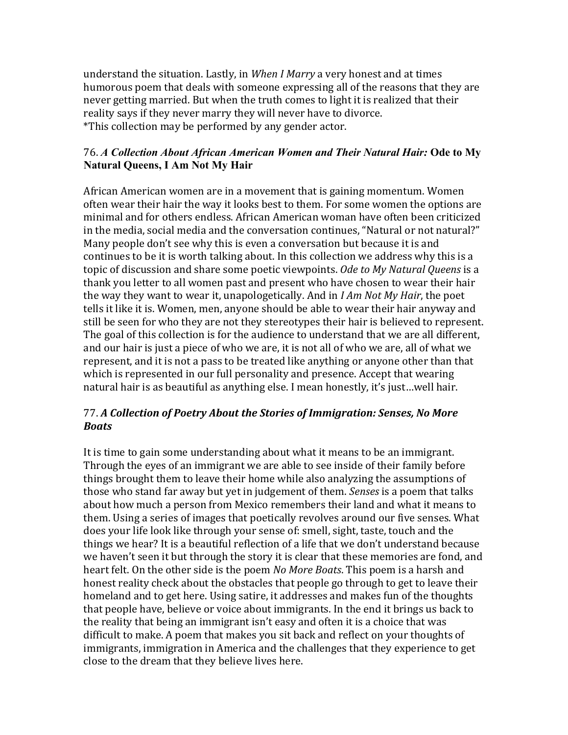understand the situation. Lastly, in *When I Marry* a very honest and at times humorous poem that deals with someone expressing all of the reasons that they are never getting married. But when the truth comes to light it is realized that their reality says if they never marry they will never have to divorce.
*This collection may be performed by any gender actor.

### 76. *A Collection About African American Women and Their Natural Hair:* Ode to My Natural Queens, I Am Not My Hair

African American women are in a movement that is gaining momentum. Women often wear their hair the way it looks best to them. For some women the options are minimal and for others endless. African American woman have often been criticized in the media, social media and the conversation continues, "Natural or not natural?" Many people don't see why this is even a conversation but because it is and continues to be it is worth talking about. In this collection we address why this is a topic of discussion and share some poetic viewpoints. *Ode to My Natural Queens* is a thank you letter to all women past and present who have chosen to wear their hair the way they want to wear it, unapologetically. And in *I Am Not My Hair*, the poet tells it like it is. Women, men, anyone should be able to wear their hair anyway and still be seen for who they are not they stereotypes their hair is believed to represent. The goal of this collection is for the audience to understand that we are all different, and our hair is just a piece of who we are, it is not all of who we are, all of what we represent, and it is not a pass to be treated like anything or anyone other than that which is represented in our full personality and presence. Accept that wearing natural hair is as beautiful as anything else. I mean honestly, it's just…well hair.

### 77. *A Collection of Poetry About the Stories of Immigration: Senses, No More Boats*

It is time to gain some understanding about what it means to be an immigrant. Through the eyes of an immigrant we are able to see inside of their family before things brought them to leave their home while also analyzing the assumptions of those who stand far away but yet in judgement of them. *Senses* is a poem that talks about how much a person from Mexico remembers their land and what it means to them. Using a series of images that poetically revolves around our five senses. What does your life look like through your sense of: smell, sight, taste, touch and the things we hear? It is a beautiful reflection of a life that we don't understand because we haven't seen it but through the story it is clear that these memories are fond, and heart felt. On the other side is the poem *No More Boats*. This poem is a harsh and honest reality check about the obstacles that people go through to get to leave their homeland and to get here. Using satire, it addresses and makes fun of the thoughts that people have, believe or voice about immigrants. In the end it brings us back to the reality that being an immigrant isn't easy and often it is a choice that was difficult to make. A poem that makes you sit back and reflect on your thoughts of immigrants, immigration in America and the challenges that they experience to get close to the dream that they believe lives here.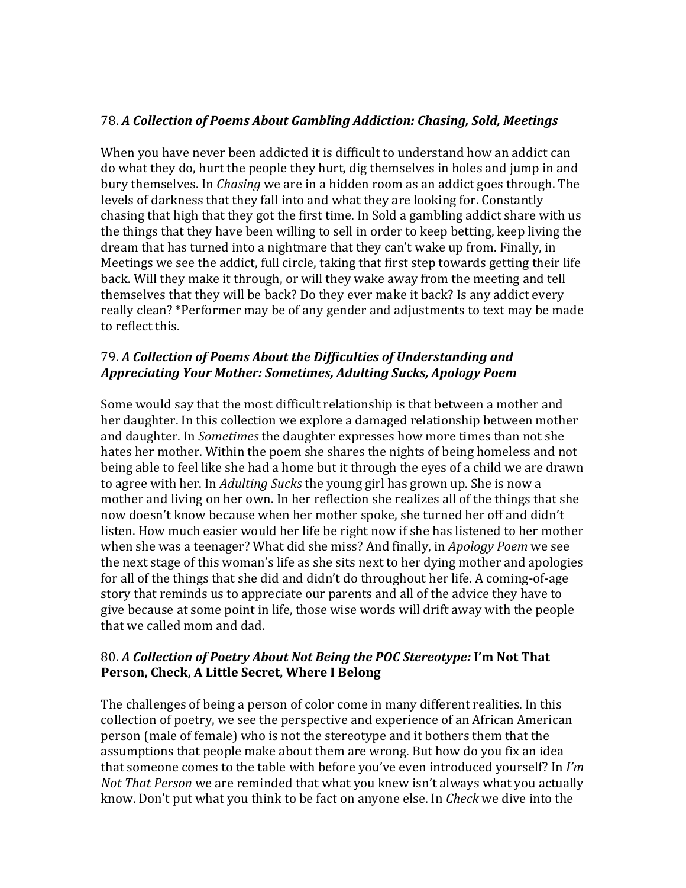### 78. *A Collection of Poems About Gambling Addiction: Chasing, Sold, Meetings*

When you have never been addicted it is difficult to understand how an addict can do what they do, hurt the people they hurt, dig themselves in holes and jump in and bury themselves. In *Chasing* we are in a hidden room as an addict goes through. The levels of darkness that they fall into and what they are looking for. Constantly chasing that high that they got the first time. In Sold a gambling addict share with us the things that they have been willing to sell in order to keep betting, keep living the dream that has turned into a nightmare that they can't wake up from. Finally, in Meetings we see the addict, full circle, taking that first step towards getting their life back. Will they make it through, or will they wake away from the meeting and tell themselves that they will be back? Do they ever make it back? Is any addict every really clean? *Performer may be of any gender and adjustments to text may be made to reflect this.

### 79. *A Collection of Poems About the Difficulties of Understanding and Appreciating Your Mother: Sometimes, Adulting Sucks, Apology Poem*

Some would say that the most difficult relationship is that between a mother and her daughter. In this collection we explore a damaged relationship between mother and daughter. In *Sometimes* the daughter expresses how more times than not she hates her mother. Within the poem she shares the nights of being homeless and not being able to feel like she had a home but it through the eyes of a child we are drawn to agree with her. In *Adulting Sucks* the young girl has grown up. She is now a mother and living on her own. In her reflection she realizes all of the things that she now doesn't know because when her mother spoke, she turned her off and didn't listen. How much easier would her life be right now if she has listened to her mother when she was a teenager? What did she miss? And finally, in *Apology Poem* we see the next stage of this woman's life as she sits next to her dying mother and apologies for all of the things that she did and didn't do throughout her life. A coming-of-age story that reminds us to appreciate our parents and all of the advice they have to give because at some point in life, those wise words will drift away with the people that we called mom and dad.

### 80. *A Collection of Poetry About Not Being the POC Stereotype:* **I'm Not That Person, Check, A Little Secret, Where I Belong**

The challenges of being a person of color come in many different realities. In this collection of poetry, we see the perspective and experience of an African American person (male of female) who is not the stereotype and it bothers them that the assumptions that people make about them are wrong. But how do you fix an idea that someone comes to the table with before you've even introduced yourself? In *I'm Not That Person* we are reminded that what you knew isn't always what you actually know. Don't put what you think to be fact on anyone else. In *Check* we dive into the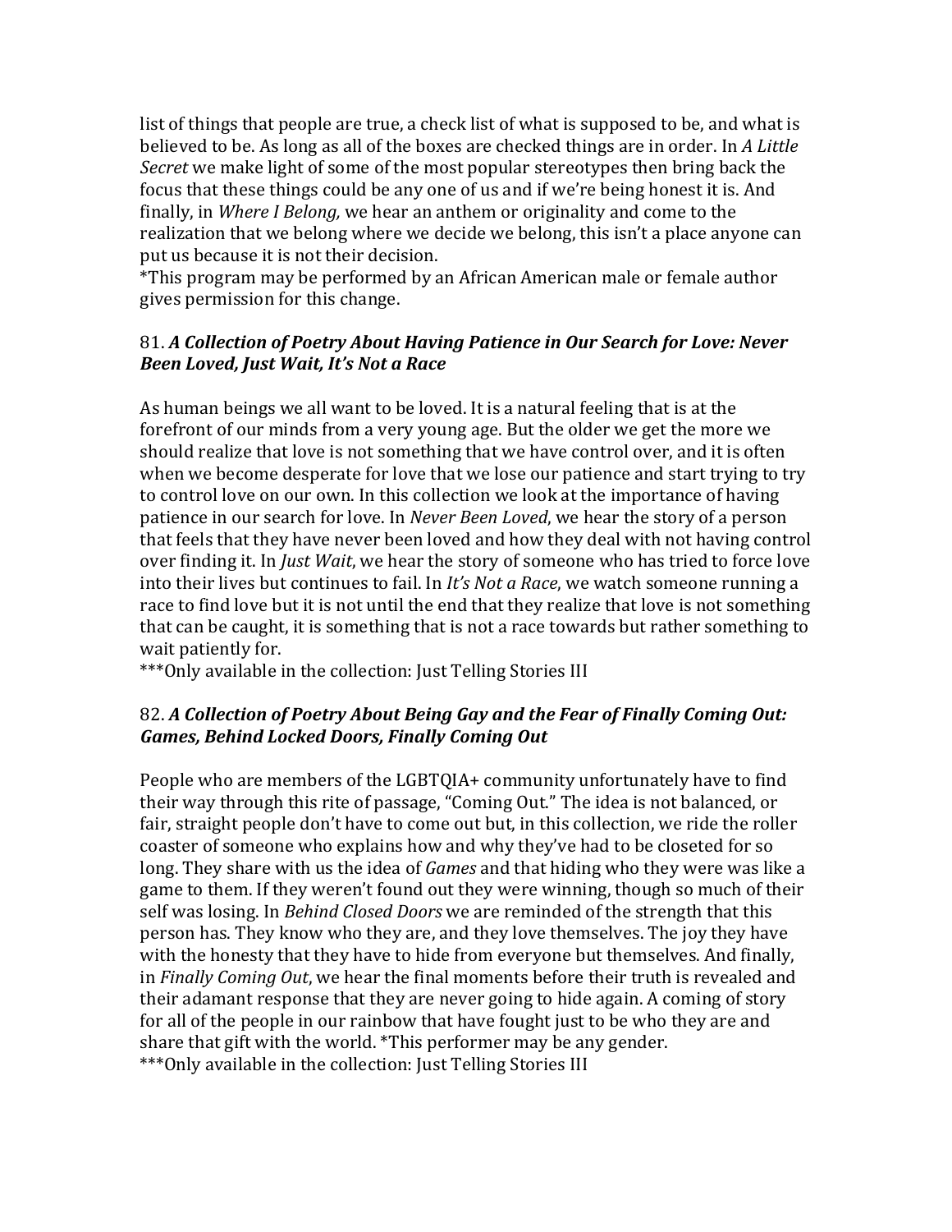list of things that people are true, a check list of what is supposed to be, and what is believed to be. As long as all of the boxes are checked things are in order. In *A Little Secret* we make light of some of the most popular stereotypes then bring back the focus that these things could be any one of us and if we're being honest it is. And finally, in *Where I Belong,* we hear an anthem or originality and come to the realization that we belong where we decide we belong, this isn't a place anyone can put us because it is not their decision.
*This program may be performed by an African American male or female author gives permission for this change.

### 81. *A Collection of Poetry About Having Patience in Our Search for Love: Never Been Loved, Just Wait, It's Not a Race*

As human beings we all want to be loved. It is a natural feeling that is at the forefront of our minds from a very young age. But the older we get the more we should realize that love is not something that we have control over, and it is often when we become desperate for love that we lose our patience and start trying to try to control love on our own. In this collection we look at the importance of having patience in our search for love. In *Never Been Loved*, we hear the story of a person that feels that they have never been loved and how they deal with not having control over finding it. In *Just Wait*, we hear the story of someone who has tried to force love into their lives but continues to fail. In *It's Not a Race*, we watch someone running a race to find love but it is not until the end that they realize that love is not something that can be caught, it is something that is not a race towards but rather something to wait patiently for.
***Only available in the collection: Just Telling Stories III

### 82. *A Collection of Poetry About Being Gay and the Fear of Finally Coming Out: Games, Behind Locked Doors, Finally Coming Out*

People who are members of the LGBTQIA+ community unfortunately have to find their way through this rite of passage, "Coming Out." The idea is not balanced, or fair, straight people don't have to come out but, in this collection, we ride the roller coaster of someone who explains how and why they've had to be closeted for so long. They share with us the idea of *Games* and that hiding who they were was like a game to them. If they weren't found out they were winning, though so much of their self was losing. In *Behind Closed Doors* we are reminded of the strength that this person has. They know who they are, and they love themselves. The joy they have with the honesty that they have to hide from everyone but themselves. And finally, in *Finally Coming Out*, we hear the final moments before their truth is revealed and their adamant response that they are never going to hide again. A coming of story for all of the people in our rainbow that have fought just to be who they are and share that gift with the world. *This performer may be any gender.
***Only available in the collection: Just Telling Stories III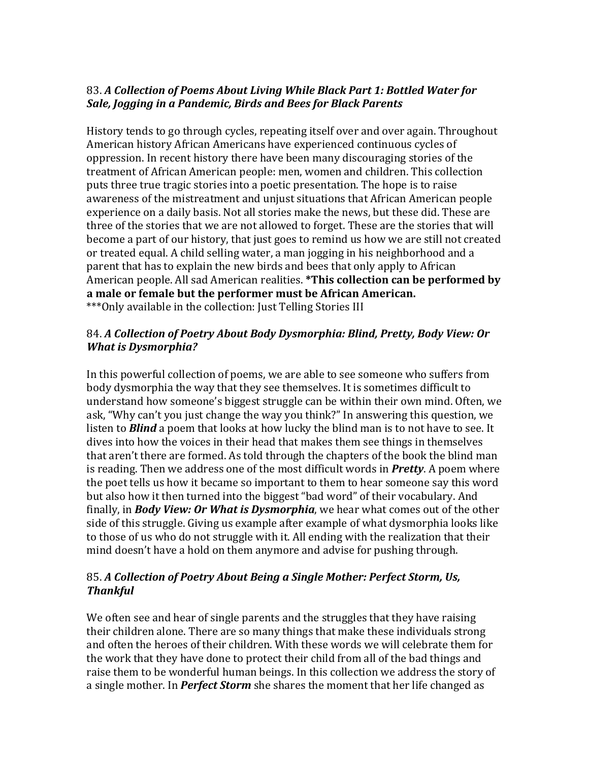83. ***A Collection of Poems About Living While Black Part 1: Bottled Water for Sale, Jogging in a Pandemic, Birds and Bees for Black Parents***

History tends to go through cycles, repeating itself over and over again. Throughout American history African Americans have experienced continuous cycles of oppression. In recent history there have been many discouraging stories of the treatment of African American people: men, women and children. This collection puts three true tragic stories into a poetic presentation. The hope is to raise awareness of the mistreatment and unjust situations that African American people experience on a daily basis. Not all stories make the news, but these did. These are three of the stories that we are not allowed to forget. These are the stories that will become a part of our history, that just goes to remind us how we are still not created or treated equal. A child selling water, a man jogging in his neighborhood and a parent that has to explain the new birds and bees that only apply to African American people. All sad American realities. **\*This collection can be performed by a male or female but the performer must be African American.**
\*\*\*Only available in the collection: Just Telling Stories III

84. ***A Collection of Poetry About Body Dysmorphia: Blind, Pretty, Body View: Or What is Dysmorphia?***

In this powerful collection of poems, we are able to see someone who suffers from body dysmorphia the way that they see themselves. It is sometimes difficult to understand how someone's biggest struggle can be within their own mind. Often, we ask, "Why can't you just change the way you think?" In answering this question, we listen to ***Blind*** a poem that looks at how lucky the blind man is to not have to see. It dives into how the voices in their head that makes them see things in themselves that aren't there are formed. As told through the chapters of the book the blind man is reading. Then we address one of the most difficult words in ***Pretty***. A poem where the poet tells us how it became so important to them to hear someone say this word but also how it then turned into the biggest "bad word" of their vocabulary. And finally, in ***Body View: Or What is Dysmorphia***, we hear what comes out of the other side of this struggle. Giving us example after example of what dysmorphia looks like to those of us who do not struggle with it. All ending with the realization that their mind doesn't have a hold on them anymore and advise for pushing through.

85. ***A Collection of Poetry About Being a Single Mother: Perfect Storm, Us, Thankful***

We often see and hear of single parents and the struggles that they have raising their children alone. There are so many things that make these individuals strong and often the heroes of their children. With these words we will celebrate them for the work that they have done to protect their child from all of the bad things and raise them to be wonderful human beings. In this collection we address the story of a single mother. In ***Perfect Storm*** she shares the moment that her life changed as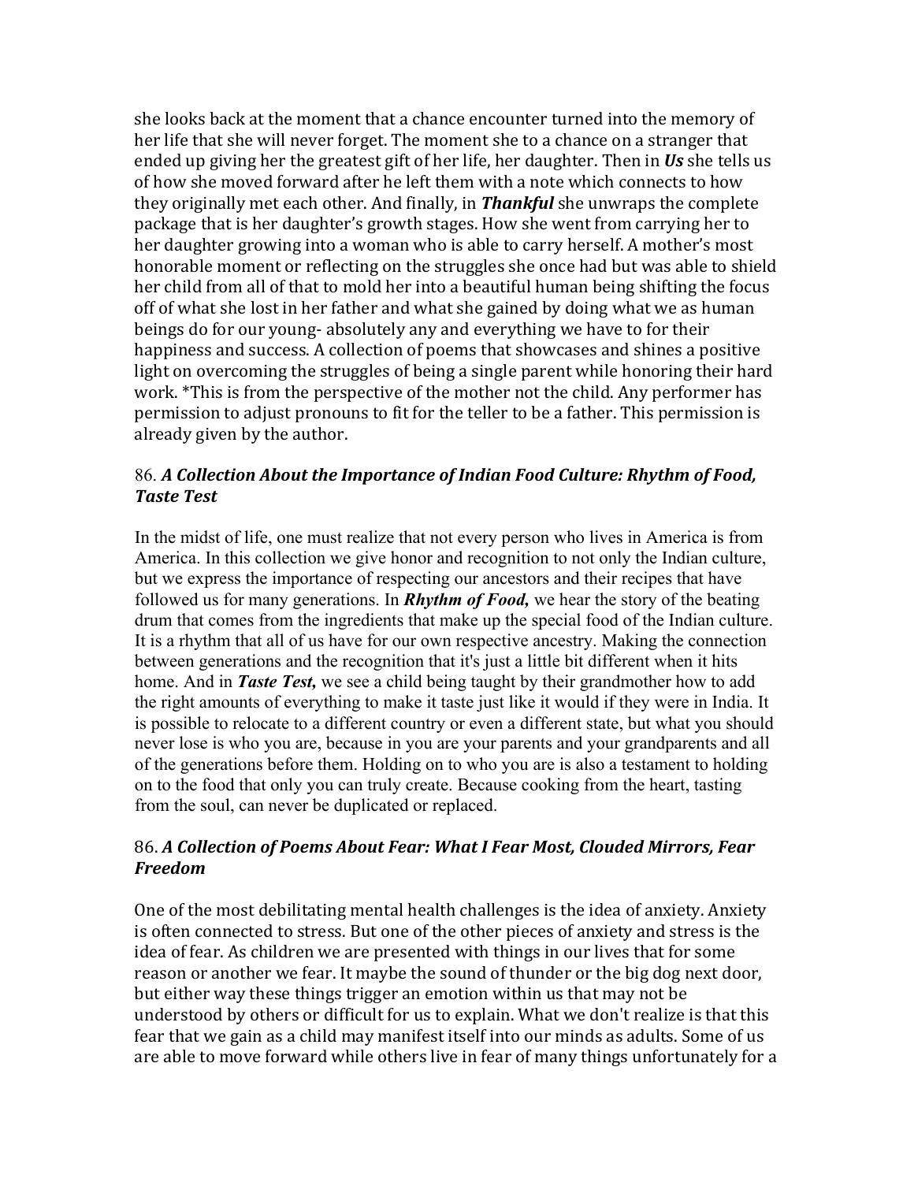she looks back at the moment that a chance encounter turned into the memory of her life that she will never forget. The moment she to a chance on a stranger that ended up giving her the greatest gift of her life, her daughter. Then in ***Us*** she tells us of how she moved forward after he left them with a note which connects to how they originally met each other. And finally, in ***Thankful*** she unwraps the complete package that is her daughter's growth stages. How she went from carrying her to her daughter growing into a woman who is able to carry herself. A mother's most honorable moment or reflecting on the struggles she once had but was able to shield her child from all of that to mold her into a beautiful human being shifting the focus off of what she lost in her father and what she gained by doing what we as human beings do for our young- absolutely any and everything we have to for their happiness and success. A collection of poems that showcases and shines a positive light on overcoming the struggles of being a single parent while honoring their hard work. *This is from the perspective of the mother not the child. Any performer has permission to adjust pronouns to fit for the teller to be a father. This permission is already given by the author.

### 86. *A Collection About the Importance of Indian Food Culture: Rhythm of Food, Taste Test*

In the midst of life, one must realize that not every person who lives in America is from America. In this collection we give honor and recognition to not only the Indian culture, but we express the importance of respecting our ancestors and their recipes that have followed us for many generations. In ***Rhythm of Food,*** we hear the story of the beating drum that comes from the ingredients that make up the special food of the Indian culture. It is a rhythm that all of us have for our own respective ancestry. Making the connection between generations and the recognition that it's just a little bit different when it hits home. And in ***Taste Test,*** we see a child being taught by their grandmother how to add the right amounts of everything to make it taste just like it would if they were in India. It is possible to relocate to a different country or even a different state, but what you should never lose is who you are, because in you are your parents and your grandparents and all of the generations before them. Holding on to who you are is also a testament to holding on to the food that only you can truly create. Because cooking from the heart, tasting from the soul, can never be duplicated or replaced.

### 86. *A Collection of Poems About Fear: What I Fear Most, Clouded Mirrors, Fear Freedom*

One of the most debilitating mental health challenges is the idea of anxiety. Anxiety is often connected to stress. But one of the other pieces of anxiety and stress is the idea of fear. As children we are presented with things in our lives that for some reason or another we fear. It maybe the sound of thunder or the big dog next door, but either way these things trigger an emotion within us that may not be understood by others or difficult for us to explain. What we don't realize is that this fear that we gain as a child may manifest itself into our minds as adults. Some of us are able to move forward while others live in fear of many things unfortunately for a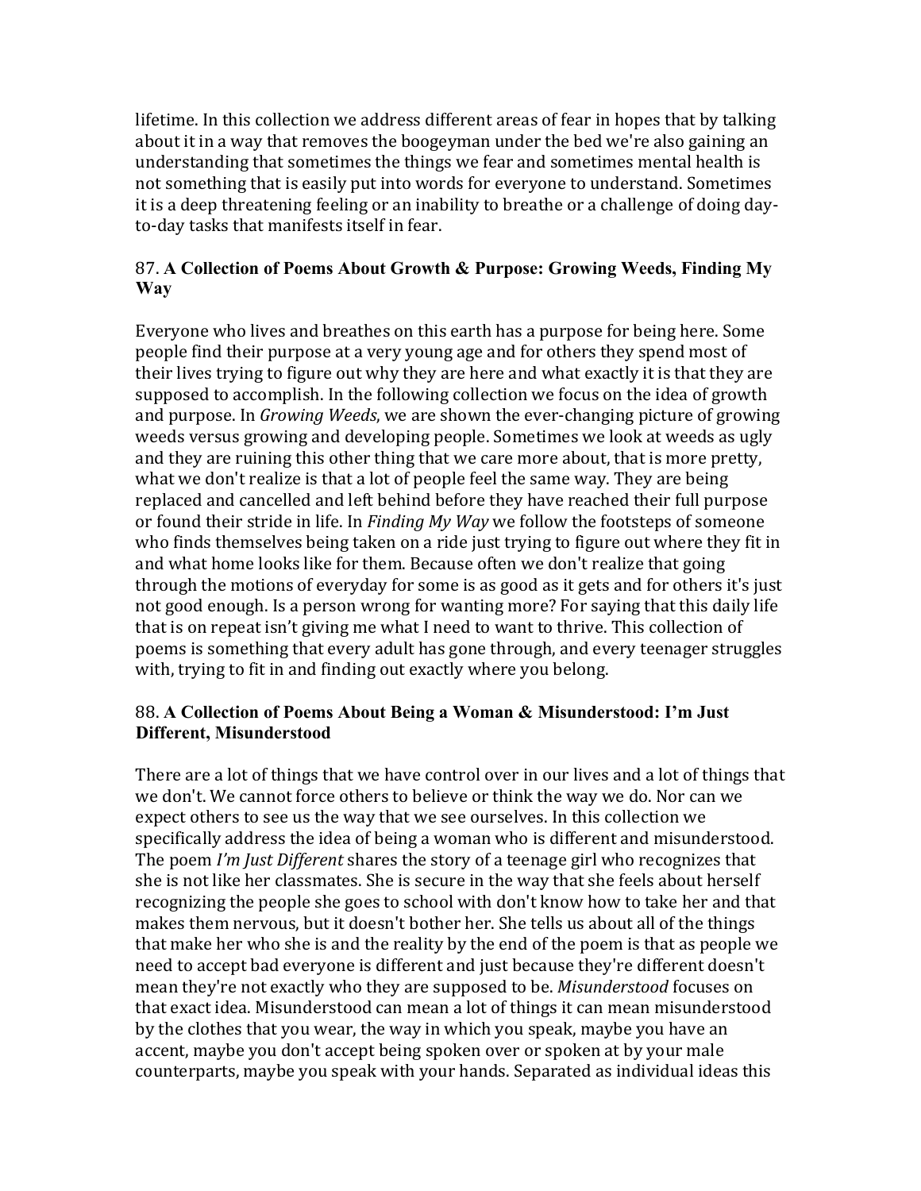lifetime. In this collection we address different areas of fear in hopes that by talking about it in a way that removes the boogeyman under the bed we're also gaining an understanding that sometimes the things we fear and sometimes mental health is not something that is easily put into words for everyone to understand. Sometimes it is a deep threatening feeling or an inability to breathe or a challenge of doing day-to-day tasks that manifests itself in fear.

### 87. A Collection of Poems About Growth & Purpose: Growing Weeds, Finding My Way

Everyone who lives and breathes on this earth has a purpose for being here. Some people find their purpose at a very young age and for others they spend most of their lives trying to figure out why they are here and what exactly it is that they are supposed to accomplish. In the following collection we focus on the idea of growth and purpose. In *Growing Weeds*, we are shown the ever-changing picture of growing weeds versus growing and developing people. Sometimes we look at weeds as ugly and they are ruining this other thing that we care more about, that is more pretty, what we don't realize is that a lot of people feel the same way. They are being replaced and cancelled and left behind before they have reached their full purpose or found their stride in life. In *Finding My Way* we follow the footsteps of someone who finds themselves being taken on a ride just trying to figure out where they fit in and what home looks like for them. Because often we don't realize that going through the motions of everyday for some is as good as it gets and for others it's just not good enough. Is a person wrong for wanting more? For saying that this daily life that is on repeat isn't giving me what I need to want to thrive. This collection of poems is something that every adult has gone through, and every teenager struggles with, trying to fit in and finding out exactly where you belong.

### 88. A Collection of Poems About Being a Woman & Misunderstood: I'm Just Different, Misunderstood

There are a lot of things that we have control over in our lives and a lot of things that we don't. We cannot force others to believe or think the way we do. Nor can we expect others to see us the way that we see ourselves. In this collection we specifically address the idea of being a woman who is different and misunderstood. The poem *I'm Just Different* shares the story of a teenage girl who recognizes that she is not like her classmates. She is secure in the way that she feels about herself recognizing the people she goes to school with don't know how to take her and that makes them nervous, but it doesn't bother her. She tells us about all of the things that make her who she is and the reality by the end of the poem is that as people we need to accept bad everyone is different and just because they're different doesn't mean they're not exactly who they are supposed to be. *Misunderstood* focuses on that exact idea. Misunderstood can mean a lot of things it can mean misunderstood by the clothes that you wear, the way in which you speak, maybe you have an accent, maybe you don't accept being spoken over or spoken at by your male counterparts, maybe you speak with your hands. Separated as individual ideas this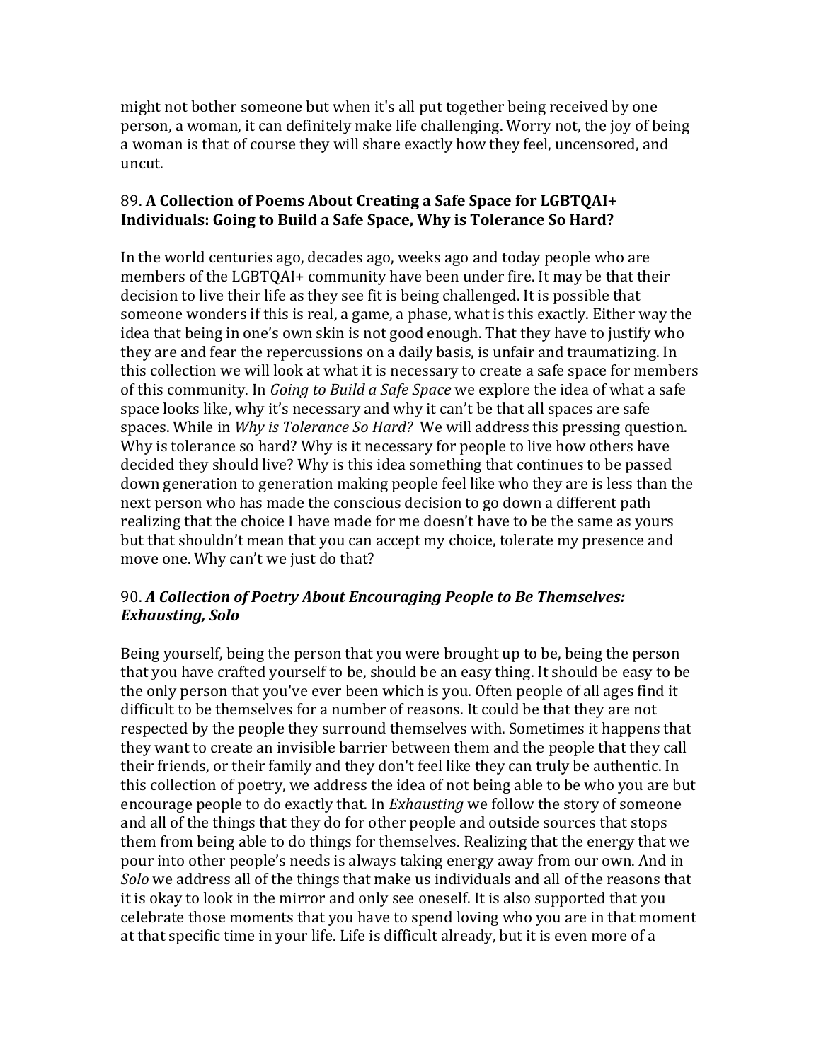might not bother someone but when it's all put together being received by one person, a woman, it can definitely make life challenging. Worry not, the joy of being a woman is that of course they will share exactly how they feel, uncensored, and uncut.

### 89. **A Collection of Poems About Creating a Safe Space for LGBTQAI+ Individuals: Going to Build a Safe Space, Why is Tolerance So Hard?**

In the world centuries ago, decades ago, weeks ago and today people who are members of the LGBTQAI+ community have been under fire. It may be that their decision to live their life as they see fit is being challenged. It is possible that someone wonders if this is real, a game, a phase, what is this exactly. Either way the idea that being in one's own skin is not good enough. That they have to justify who they are and fear the repercussions on a daily basis, is unfair and traumatizing. In this collection we will look at what it is necessary to create a safe space for members of this community. In *Going to Build a Safe Space* we explore the idea of what a safe space looks like, why it's necessary and why it can't be that all spaces are safe spaces. While in *Why is Tolerance So Hard?* We will address this pressing question. Why is tolerance so hard? Why is it necessary for people to live how others have decided they should live? Why is this idea something that continues to be passed down generation to generation making people feel like who they are is less than the next person who has made the conscious decision to go down a different path realizing that the choice I have made for me doesn't have to be the same as yours but that shouldn't mean that you can accept my choice, tolerate my presence and move one. Why can't we just do that?

### 90. ***A Collection of Poetry About Encouraging People to Be Themselves: Exhausting, Solo***

Being yourself, being the person that you were brought up to be, being the person that you have crafted yourself to be, should be an easy thing. It should be easy to be the only person that you've ever been which is you. Often people of all ages find it difficult to be themselves for a number of reasons. It could be that they are not respected by the people they surround themselves with. Sometimes it happens that they want to create an invisible barrier between them and the people that they call their friends, or their family and they don't feel like they can truly be authentic. In this collection of poetry, we address the idea of not being able to be who you are but encourage people to do exactly that. In *Exhausting* we follow the story of someone and all of the things that they do for other people and outside sources that stops them from being able to do things for themselves. Realizing that the energy that we pour into other people's needs is always taking energy away from our own. And in *Solo* we address all of the things that make us individuals and all of the reasons that it is okay to look in the mirror and only see oneself. It is also supported that you celebrate those moments that you have to spend loving who you are in that moment at that specific time in your life. Life is difficult already, but it is even more of a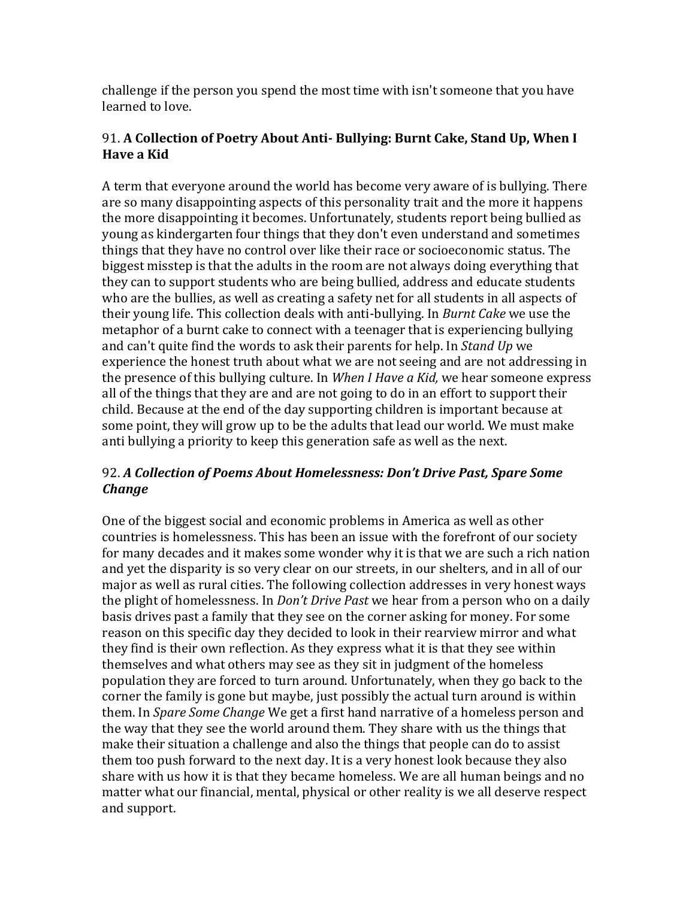challenge if the person you spend the most time with isn't someone that you have learned to love.

### 91. **A Collection of Poetry About Anti- Bullying: Burnt Cake, Stand Up, When I Have a Kid**

A term that everyone around the world has become very aware of is bullying. There are so many disappointing aspects of this personality trait and the more it happens the more disappointing it becomes. Unfortunately, students report being bullied as young as kindergarten four things that they don't even understand and sometimes things that they have no control over like their race or socioeconomic status. The biggest misstep is that the adults in the room are not always doing everything that they can to support students who are being bullied, address and educate students who are the bullies, as well as creating a safety net for all students in all aspects of their young life. This collection deals with anti-bullying. In *Burnt Cake* we use the metaphor of a burnt cake to connect with a teenager that is experiencing bullying and can't quite find the words to ask their parents for help. In *Stand Up* we experience the honest truth about what we are not seeing and are not addressing in the presence of this bullying culture. In *When I Have a Kid,* we hear someone express all of the things that they are and are not going to do in an effort to support their child. Because at the end of the day supporting children is important because at some point, they will grow up to be the adults that lead our world. We must make anti bullying a priority to keep this generation safe as well as the next.

### 92. ***A Collection of Poems About Homelessness: Don't Drive Past, Spare Some Change***

One of the biggest social and economic problems in America as well as other countries is homelessness. This has been an issue with the forefront of our society for many decades and it makes some wonder why it is that we are such a rich nation and yet the disparity is so very clear on our streets, in our shelters, and in all of our major as well as rural cities. The following collection addresses in very honest ways the plight of homelessness. In *Don't Drive Past* we hear from a person who on a daily basis drives past a family that they see on the corner asking for money. For some reason on this specific day they decided to look in their rearview mirror and what they find is their own reflection. As they express what it is that they see within themselves and what others may see as they sit in judgment of the homeless population they are forced to turn around. Unfortunately, when they go back to the corner the family is gone but maybe, just possibly the actual turn around is within them. In *Spare Some Change* We get a first hand narrative of a homeless person and the way that they see the world around them. They share with us the things that make their situation a challenge and also the things that people can do to assist them too push forward to the next day. It is a very honest look because they also share with us how it is that they became homeless. We are all human beings and no matter what our financial, mental, physical or other reality is we all deserve respect and support.